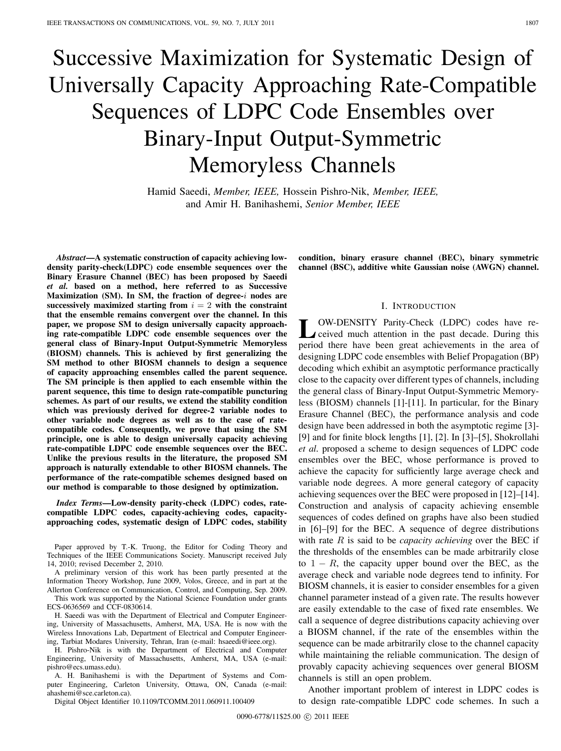# Successive Maximization for Systematic Design of Universally Capacity Approaching Rate-Compatible Sequences of LDPC Code Ensembles over Binary-Input Output-Symmetric Memoryless Channels

Hamid Saeedi, *Member, IEEE,* Hossein Pishro-Nik, *Member, IEEE,* and Amir H. Banihashemi, *Senior Member, IEEE*

***Abstract*—A systematic construction of capacity achieving low-density parity-check(LDPC) code ensemble sequences over the Binary Erasure Channel (BEC) has been proposed by Saeedi *et al.* based on a method, here referred to as Successive Maximization (SM). In SM, the fraction of degree-$i$ nodes are successively maximized starting from $i = 2$ with the constraint that the ensemble remains convergent over the channel. In this paper, we propose SM to design universally capacity approaching rate-compatible LDPC code ensemble sequences over the general class of Binary-Input Output-Symmetric Memoryless (BIOSM) channels. This is achieved by first generalizing the SM method to other BIOSM channels to design a sequence of capacity approaching ensembles called the parent sequence. The SM principle is then applied to each ensemble within the parent sequence, this time to design rate-compatible puncturing schemes. As part of our results, we extend the stability condition which was previously derived for degree-2 variable nodes to other variable node degrees as well as to the case of rate-compatible codes. Consequently, we prove that using the SM principle, one is able to design universally capacity achieving rate-compatible LDPC code ensemble sequences over the BEC. Unlike the previous results in the literature, the proposed SM approach is naturally extendable to other BIOSM channels. The performance of the rate-compatible schemes designed based on our method is comparable to those designed by optimization.**

***Index Terms*—Low-density parity-check (LDPC) codes, rate-compatible LDPC codes, capacity-achieving codes, capacity-approaching codes, systematic design of LDPC codes, stability condition, binary erasure channel (BEC), binary symmetric channel (BSC), additive white Gaussian noise (AWGN) channel.**

Paper approved by T.-K. Truong, the Editor for Coding Theory and Techniques of the IEEE Communications Society. Manuscript received July 14, 2010; revised December 2, 2010.

A preliminary version of this work has been partly presented at the Information Theory Workshop, June 2009, Volos, Greece, and in part at the Allerton Conference on Communication, Control, and Computing, Sep. 2009.

This work was supported by the National Science Foundation under grants ECS-0636569 and CCF-0830614.

H. Saeedi was with the Department of Electrical and Computer Engineering, University of Massachusetts, Amherst, MA, USA. He is now with the Wireless Innovations Lab, Department of Electrical and Computer Engineering, Tarbiat Modares University, Tehran, Iran (e-mail: hsaeedi@ieee.org).

H. Pishro-Nik is with the Department of Electrical and Computer Engineering, University of Massachusetts, Amherst, MA, USA (e-mail: pishro@ecs.umass.edu).

A. H. Banihashemi is with the Department of Systems and Computer Engineering, Carleton University, Ottawa, ON, Canada (e-mail: ahashemi@sce.carleton.ca).

Digital Object Identifier 10.1109/TCOMM.2011.060911.100409

## I. Introduction

Low-Density Parity-Check (LDPC) codes have received much attention in the past decade. During this period there have been great achievements in the area of designing LDPC code ensembles with Belief Propagation (BP) decoding which exhibit an asymptotic performance practically close to the capacity over different types of channels, including the general class of Binary-Input Output-Symmetric Memoryless (BIOSM) channels [1]-[11]. In particular, for the Binary Erasure Channel (BEC), the performance analysis and code design have been addressed in both the asymptotic regime [3]-[9] and for finite block lengths [1], [2]. In [3]–[5], Shokrollahi *et al.* proposed a scheme to design sequences of LDPC code ensembles over the BEC, whose performance is proved to achieve the capacity for sufficiently large average check and variable node degrees. A more general category of capacity achieving sequences over the BEC were proposed in [12]–[14]. Construction and analysis of capacity achieving ensemble sequences of codes defined on graphs have also been studied in [6]–[9] for the BEC. A sequence of degree distributions with rate $R$ is said to be *capacity achieving* over the BEC if the thresholds of the ensembles can be made arbitrarily close to $1 - R$, the capacity upper bound over the BEC, as the average check and variable node degrees tend to infinity. For BIOSM channels, it is easier to consider ensembles for a given channel parameter instead of a given rate. The results however are easily extendable to the case of fixed rate ensembles. We call a sequence of degree distributions capacity achieving over a BIOSM channel, if the rate of the ensembles within the sequence can be made arbitrarily close to the channel capacity while maintaining the reliable communication. The design of provably capacity achieving sequences over general BIOSM channels is still an open problem.

Another important problem of interest in LDPC codes is to design rate-compatible LDPC code schemes. In such a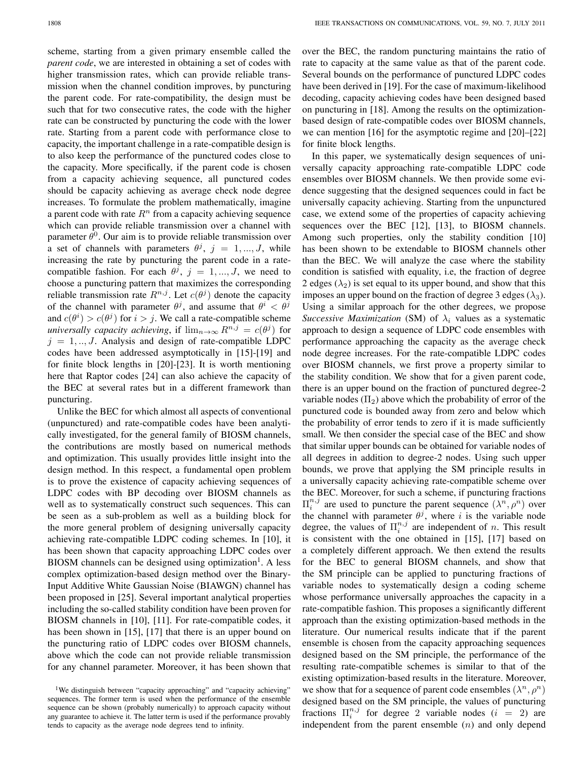scheme, starting from a given primary ensemble called the *parent code*, we are interested in obtaining a set of codes with higher transmission rates, which can provide reliable transmission when the channel condition improves, by puncturing the parent code. For rate-compatibility, the design must be such that for two consecutive rates, the code with the higher rate can be constructed by puncturing the code with the lower rate. Starting from a parent code with performance close to capacity, the important challenge in a rate-compatible design is to also keep the performance of the punctured codes close to the capacity. More specifically, if the parent code is chosen from a capacity achieving sequence, all punctured codes should be capacity achieving as average check node degree increases. To formulate the problem mathematically, imagine a parent code with rate $R^n$ from a capacity achieving sequence which can provide reliable transmission over a channel with parameter $\theta^0$. Our aim is to provide reliable transmission over a set of channels with parameters $\theta^j$, $j = 1, ..., J$, while increasing the rate by puncturing the parent code in a rate-compatible fashion. For each $\theta^j$, $j = 1, ..., J$, we need to choose a puncturing pattern that maximizes the corresponding reliable transmission rate $R^{n,j}$. Let $c(\theta^j)$ denote the capacity of the channel with parameter $\theta^j$, and assume that $\theta^i < \theta^j$ and $c(\theta^i) > c(\theta^j)$ for $i > j$. We call a rate-compatible scheme *universally capacity achieving*, if $\lim_{n\to\infty} R^{n,j} = c(\theta^j)$ for $j = 1, .., J$. Analysis and design of rate-compatible LDPC codes have been addressed asymptotically in [15]-[19] and for finite block lengths in [20]-[23]. It is worth mentioning here that Raptor codes [24] can also achieve the capacity of the BEC at several rates but in a different framework than puncturing.

Unlike the BEC for which almost all aspects of conventional (unpunctured) and rate-compatible codes have been analytically investigated, for the general family of BIOSM channels, the contributions are mostly based on numerical methods and optimization. This usually provides little insight into the design method. In this respect, a fundamental open problem is to prove the existence of capacity achieving sequences of LDPC codes with BP decoding over BIOSM channels as well as to systematically construct such sequences. This can be seen as a sub-problem as well as a building block for the more general problem of designing universally capacity achieving rate-compatible LDPC coding schemes. In [10], it has been shown that capacity approaching LDPC codes over BIOSM channels can be designed using optimization[1]. A less complex optimization-based design method over the Binary-Input Additive White Gaussian Noise (BIAWGN) channel has been proposed in [25]. Several important analytical properties including the so-called stability condition have been proven for BIOSM channels in [10], [11]. For rate-compatible codes, it has been shown in [15], [17] that there is an upper bound on the puncturing ratio of LDPC codes over BIOSM channels, above which the code can not provide reliable transmission for any channel parameter. Moreover, it has been shown that over the BEC, the random puncturing maintains the ratio of rate to capacity at the same value as that of the parent code. Several bounds on the performance of punctured LDPC codes have been derived in [19]. For the case of maximum-likelihood decoding, capacity achieving codes have been designed based on puncturing in [18]. Among the results on the optimization-based design of rate-compatible codes over BIOSM channels, we can mention [16] for the asymptotic regime and [20]–[22] for finite block lengths.

In this paper, we systematically design sequences of universally capacity approaching rate-compatible LDPC code ensembles over BIOSM channels. We then provide some evidence suggesting that the designed sequences could in fact be universally capacity achieving. Starting from the unpunctured case, we extend some of the properties of capacity achieving sequences over the BEC [12], [13], to BIOSM channels. Among such properties, only the stability condition [10] has been shown to be extendable to BIOSM channels other than the BEC. We will analyze the case where the stability condition is satisfied with equality, i.e, the fraction of degree 2 edges ($\lambda_2$) is set equal to its upper bound, and show that this imposes an upper bound on the fraction of degree 3 edges ($\lambda_3$). Using a similar approach for the other degrees, we propose *Successive Maximization* (SM) of $\lambda_i$ values as a systematic approach to design a sequence of LDPC code ensembles with performance approaching the capacity as the average check node degree increases. For the rate-compatible LDPC codes over BIOSM channels, we first prove a property similar to the stability condition. We show that for a given parent code, there is an upper bound on the fraction of punctured degree-2 variable nodes ($\Pi_2$) above which the probability of error of the punctured code is bounded away from zero and below which the probability of error tends to zero if it is made sufficiently small. We then consider the special case of the BEC and show that similar upper bounds can be obtained for variable nodes of all degrees in addition to degree-2 nodes. Using such upper bounds, we prove that applying the SM principle results in a universally capacity achieving rate-compatible scheme over the BEC. Moreover, for such a scheme, if puncturing fractions $\Pi_i^{n,j}$ are used to puncture the parent sequence $(\lambda^n, \rho^n)$ over the channel with parameter $\theta^j$, where $i$ is the variable node degree, the values of $\Pi_i^{n,j}$ are independent of $n$. This result is consistent with the one obtained in [15], [17] based on a completely different approach. We then extend the results for the BEC to general BIOSM channels, and show that the SM principle can be applied to puncturing fractions of variable nodes to systematically design a coding scheme whose performance universally approaches the capacity in a rate-compatible fashion. This proposes a significantly different approach than the existing optimization-based methods in the literature. Our numerical results indicate that if the parent ensemble is chosen from the capacity approaching sequences designed based on the SM principle, the performance of the resulting rate-compatible schemes is similar to that of the existing optimization-based results in the literature. Moreover, we show that for a sequence of parent code ensembles $(\lambda^n, \rho^n)$ designed based on the SM principle, the values of puncturing fractions $\Pi_i^{n,j}$ for degree 2 variable nodes ($i = 2$) are independent from the parent ensemble ($n$) and only depend

[1]We distinguish between "capacity approaching" and "capacity achieving" sequences. The former term is used when the performance of the ensemble sequence can be shown (probably numerically) to approach capacity without any guarantee to achieve it. The latter term is used if the performance provably tends to capacity as the average node degrees tend to infinity.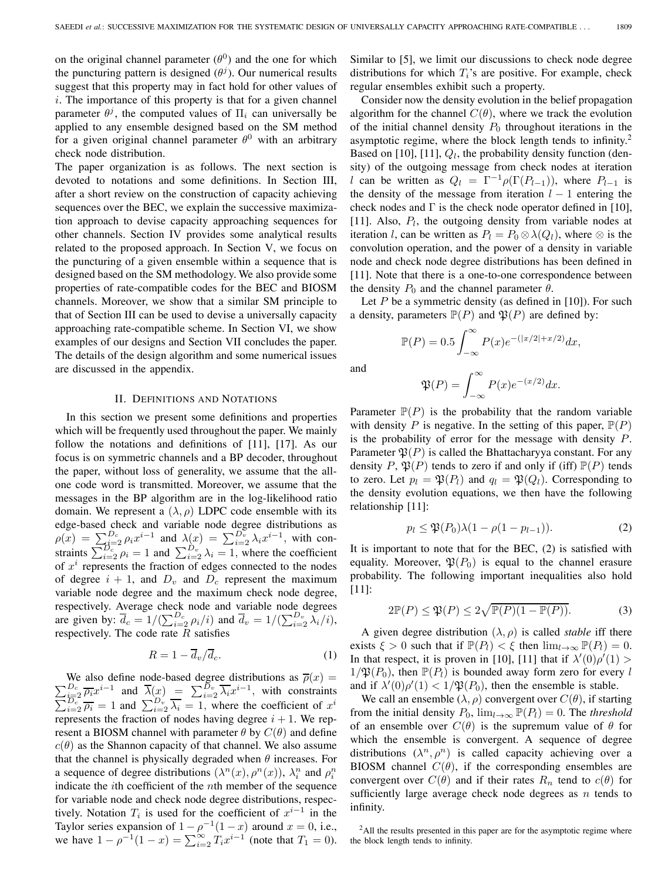on the original channel parameter ($\theta^0$) and the one for which the puncturing pattern is designed ($\theta^j$). Our numerical results suggest that this property may in fact hold for other values of $i$. The importance of this property is that for a given channel parameter $\theta^j$, the computed values of $\Pi_i$ can universally be applied to any ensemble designed based on the SM method for a given original channel parameter $\theta^0$ with an arbitrary check node distribution.

The paper organization is as follows. The next section is devoted to notations and some definitions. In Section III, after a short review on the construction of capacity achieving sequences over the BEC, we explain the successive maximization approach to devise capacity approaching sequences for other channels. Section IV provides some analytical results related to the proposed approach. In Section V, we focus on the puncturing of a given ensemble within a sequence that is designed based on the SM methodology. We also provide some properties of rate-compatible codes for the BEC and BIOSM channels. Moreover, we show that a similar SM principle to that of Section III can be used to devise a universally capacity approaching rate-compatible scheme. In Section VI, we show examples of our designs and Section VII concludes the paper. The details of the design algorithm and some numerical issues are discussed in the appendix.

## II. Definitions and Notations

In this section we present some definitions and properties which will be frequently used throughout the paper. We mainly follow the notations and definitions of [11], [17]. As our focus is on symmetric channels and a BP decoder, throughout the paper, without loss of generality, we assume that the all-one code word is transmitted. Moreover, we assume that the messages in the BP algorithm are in the log-likelihood ratio domain. We represent a $(\lambda, \rho)$ LDPC code ensemble with its edge-based check and variable node degree distributions as $\rho(x) = \sum_{i=2}^{D_c} \rho_i x^{i-1}$ and $\lambda(x) = \sum_{i=2}^{D_v} \lambda_i x^{i-1}$, with constraints $\sum_{i=2}^{D_c} \rho_i = 1$ and $\sum_{i=2}^{D_v} \lambda_i = 1$, where the coefficient of $x^i$ represents the fraction of edges connected to the nodes of degree $i+1$, and $D_v$ and $D_c$ represent the maximum variable node degree and the maximum check node degree, respectively. Average check node and variable node degrees are given by: $\overline{d}_c = 1/(\sum_{i=2}^{D_c} \rho_i/i)$ and $\overline{d}_v = 1/(\sum_{i=2}^{D_v} \lambda_i/i)$, respectively. The code rate $R$ satisfies

$$R = 1 - \overline{d}_v/\overline{d}_c. \tag{1}$$

We also define node-based degree distributions as $\overline{\rho}(x) = \sum_{i=2}^{D_c} \overline{\rho_i} x^{i-1}$ and $\overline{\lambda}(x) = \sum_{i=2}^{D_v} \overline{\lambda_i} x^{i-1}$, with constraints $\sum_{i=2}^{D_c} \overline{\rho_i} = 1$ and $\sum_{i=2}^{D_v} \overline{\lambda_i} = 1$, where the coefficient of $x^i$ represents the fraction of nodes having degree $i+1$. We represent a BIOSM channel with parameter $\theta$ by $C(\theta)$ and define $c(\theta)$ as the Shannon capacity of that channel. We also assume that the channel is physically degraded when $\theta$ increases. For a sequence of degree distributions $(\lambda^n(x), \rho^n(x))$, $\lambda_i^n$ and $\rho_i^n$ indicate the $i$th coefficient of the $n$th member of the sequence for variable node and check node degree distributions, respectively. Notation $T_i$ is used for the coefficient of $x^{i-1}$ in the Taylor series expansion of $1 - \rho^{-1}(1-x)$ around $x = 0$, i.e., we have $1 - \rho^{-1}(1-x) = \sum_{i=2}^{\infty} T_i x^{i-1}$ (note that $T_1 = 0$). Similar to [5], we limit our discussions to check node degree distributions for which $T_i$'s are positive. For example, check regular ensembles exhibit such a property.

Consider now the density evolution in the belief propagation algorithm for the channel $C(\theta)$, where we track the evolution of the initial channel density $P_0$ throughout iterations in the asymptotic regime, where the block length tends to infinity.[2] Based on [10], [11], $Q_l$, the probability density function (density) of the outgoing message from check nodes at iteration $l$ can be written as $Q_l = \Gamma^{-1}\rho(\Gamma(P_{l-1}))$, where $P_{l-1}$ is the density of the message from iteration $l-1$ entering the check nodes and $\Gamma$ is the check node operator defined in [10], [11]. Also, $P_l$, the outgoing density from variable nodes at iteration $l$, can be written as $P_l = P_0 \otimes \lambda(Q_l)$, where $\otimes$ is the convolution operation, and the power of a density in variable node and check node degree distributions has been defined in [11]. Note that there is a one-to-one correspondence between the density $P_0$ and the channel parameter $\theta$.

Let $P$ be a symmetric density (as defined in [10]). For such a density, parameters $\mathbb{P}(P)$ and $\mathfrak{P}(P)$ are defined by:

$$\mathbb{P}(P) = 0.5 \int_{-\infty}^{\infty} P(x) e^{-(|x/2| + x/2)} dx,$$

and

$$\mathfrak{P}(P) = \int_{-\infty}^{\infty} P(x) e^{-(x/2)} dx.$$

Parameter $\mathbb{P}(P)$ is the probability that the random variable with density $P$ is negative. In the setting of this paper, $\mathbb{P}(P)$ is the probability of error for the message with density $P$. Parameter $\mathfrak{P}(P)$ is called the Bhattacharyya constant. For any density $P$, $\mathfrak{P}(P)$ tends to zero if and only if (iff) $\mathbb{P}(P)$ tends to zero. Let $p_l = \mathfrak{P}(P_l)$ and $q_l = \mathfrak{P}(Q_l)$. Corresponding to the density evolution equations, we then have the following relationship [11]:

$$p_l \leq \mathfrak{P}(P_0)\lambda(1 - \rho(1 - p_{l-1})). \tag{2}$$

It is important to note that for the BEC, (2) is satisfied with equality. Moreover, $\mathfrak{P}(P_0)$ is equal to the channel erasure probability. The following important inequalities also hold [11]:

$$2\mathbb{P}(P) \leq \mathfrak{P}(P) \leq 2\sqrt{\mathbb{P}(P)(1 - \mathbb{P}(P))}. \tag{3}$$

A given degree distribution $(\lambda, \rho)$ is called *stable* iff there exists $\xi > 0$ such that if $\mathbb{P}(P_l) < \xi$ then $\lim_{l \to \infty} \mathbb{P}(P_l) = 0$. In that respect, it is proven in [10], [11] that if $\lambda'(0)\rho'(1) > 1/\mathfrak{P}(P_0)$, then $\mathbb{P}(P_l)$ is bounded away form zero for every $l$ and if $\lambda'(0)\rho'(1) < 1/\mathfrak{P}(P_0)$, then the ensemble is stable.

We call an ensemble $(\lambda, \rho)$ convergent over $C(\theta)$, if starting from the initial density $P_0$, $\lim_{l \to \infty} \mathbb{P}(P_l) = 0$. The *threshold* of an ensemble over $C(\theta)$ is the supremum value of $\theta$ for which the ensemble is convergent. A sequence of degree distributions $(\lambda^n, \rho^n)$ is called capacity achieving over a BIOSM channel $C(\theta)$, if the corresponding ensembles are convergent over $C(\theta)$ and if their rates $R_n$ tend to $c(\theta)$ for sufficiently large average check node degrees as $n$ tends to infinity.

[2] All the results presented in this paper are for the asymptotic regime where the block length tends to infinity.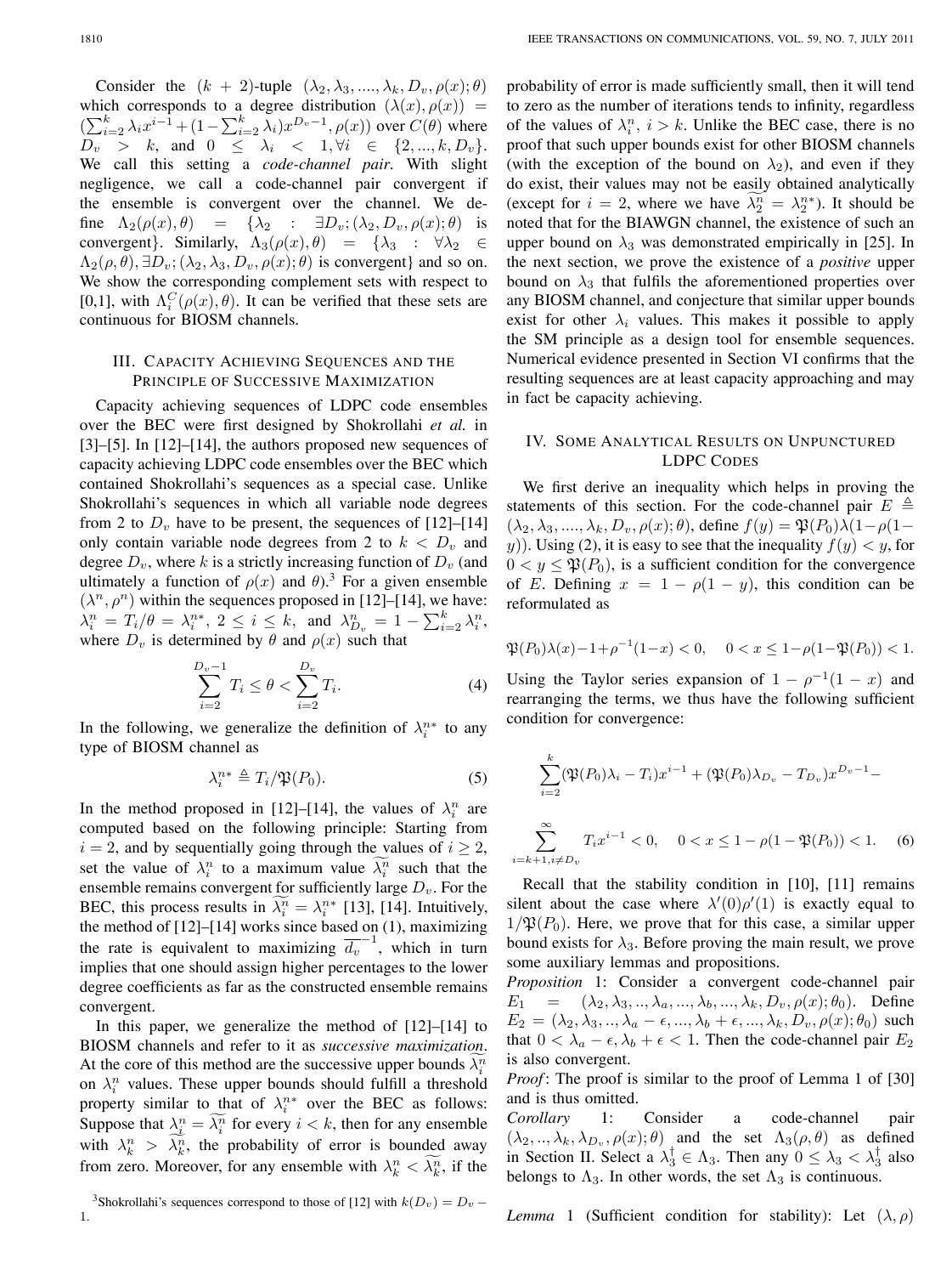Consider the $(k+2)$-tuple $(\lambda_2, \lambda_3, ...., \lambda_k, D_v, \rho(x); \theta)$ which corresponds to a degree distribution $(\lambda(x), \rho(x)) = (\sum_{i=2}^{k} \lambda_i x^{i-1} + (1-\sum_{i=2}^{k} \lambda_i) x^{D_v - 1}, \rho(x))$ over $C(\theta)$ where $D_v > k$, and $0 \le \lambda_i < 1, \forall i \in \{2, ..., k, D_v\}$. We call this setting a *code-channel pair*. With slight negligence, we call a code-channel pair convergent if the ensemble is convergent over the channel. We define $\Lambda_2(\rho(x), \theta) = \{\lambda_2 : \exists D_v; (\lambda_2, D_v, \rho(x); \theta)$ is convergent$\}$. Similarly, $\Lambda_3(\rho(x), \theta) = \{\lambda_3 : \forall \lambda_2 \in \Lambda_2(\rho, \theta), \exists D_v; (\lambda_2, \lambda_3, D_v, \rho(x); \theta)$ is convergent$\}$ and so on. We show the corresponding complement sets with respect to [0,1], with $\Lambda_i^C(\rho(x), \theta)$. It can be verified that these sets are continuous for BIOSM channels.

## III. Capacity Achieving Sequences and the Principle of Successive Maximization

Capacity achieving sequences of LDPC code ensembles over the BEC were first designed by Shokrollahi *et al.* in [3]–[5]. In [12]–[14], the authors proposed new sequences of capacity achieving LDPC code ensembles over the BEC which contained Shokrollahi's sequences as a special case. Unlike Shokrollahi's sequences in which all variable node degrees from 2 to $D_v$ have to be present, the sequences of [12]–[14] only contain variable node degrees from 2 to $k < D_v$ and degree $D_v$, where $k$ is a strictly increasing function of $D_v$ (and ultimately a function of $\rho(x)$ and $\theta$).[3] For a given ensemble $(\lambda^n, \rho^n)$ within the sequences proposed in [12]–[14], we have: $\lambda_i^n = T_i/\theta = \lambda_i^{n*}$, $2 \le i \le k$, and $\lambda_{D_v}^n = 1 - \sum_{i=2}^{k} \lambda_i^n$, where $D_v$ is determined by $\theta$ and $\rho(x)$ such that

$$\sum_{i=2}^{D_v - 1} T_i \le \theta < \sum_{i=2}^{D_v} T_i. \tag{4}$$

In the following, we generalize the definition of $\lambda_i^{n*}$ to any type of BIOSM channel as

$$\lambda_i^{n*} \triangleq T_i / \mathfrak{P}(P_0). \tag{5}$$

In the method proposed in [12]–[14], the values of $\lambda_i^n$ are computed based on the following principle: Starting from $i=2$, and by sequentially going through the values of $i \ge 2$, set the value of $\lambda_i^n$ to a maximum value $\widetilde{\lambda_i^n}$ such that the ensemble remains convergent for sufficiently large $D_v$. For the BEC, this process results in $\widetilde{\lambda_i^n} = \lambda_i^{n*}$ [13], [14]. Intuitively, the method of [12]–[14] works since based on (1), maximizing the rate is equivalent to maximizing $\overline{d_v}^{-1}$, which in turn implies that one should assign higher percentages to the lower degree coefficients as far as the constructed ensemble remains convergent.

In this paper, we generalize the method of [12]–[14] to BIOSM channels and refer to it as *successive maximization*. At the core of this method are the successive upper bounds $\widetilde{\lambda_i^n}$ on $\lambda_i^n$ values. These upper bounds should fulfill a threshold property similar to that of $\lambda_i^{n*}$ over the BEC as follows: Suppose that $\lambda_i^n = \widetilde{\lambda_i^n}$ for every $i < k$, then for any ensemble with $\lambda_k^n > \widetilde{\lambda_k^n}$, the probability of error is bounded away from zero. Moreover, for any ensemble with $\lambda_k^n < \widetilde{\lambda_k^n}$, if the probability of error is made sufficiently small, then it will tend to zero as the number of iterations tends to infinity, regardless of the values of $\lambda_i^n$, $i > k$. Unlike the BEC case, there is no proof that such upper bounds exist for other BIOSM channels (with the exception of the bound on $\lambda_2$), and even if they do exist, their values may not be easily obtained analytically (except for $i=2$, where we have $\widetilde{\lambda_2^n} = \lambda_2^{n*}$). It should be noted that for the BIAWGN channel, the existence of such an upper bound on $\lambda_3$ was demonstrated empirically in [25]. In the next section, we prove the existence of a *positive* upper bound on $\lambda_3$ that fulfils the aforementioned properties over any BIOSM channel, and conjecture that similar upper bounds exist for other $\lambda_i$ values. This makes it possible to apply the SM principle as a design tool for ensemble sequences. Numerical evidence presented in Section VI confirms that the resulting sequences are at least capacity approaching and may in fact be capacity achieving.

## IV. Some Analytical Results on Unpunctured LDPC Codes

We first derive an inequality which helps in proving the statements of this section. For the code-channel pair $E \triangleq (\lambda_2, \lambda_3, ...., \lambda_k, D_v, \rho(x); \theta)$, define $f(y) = \mathfrak{P}(P_0)\lambda(1-\rho(1-y))$. Using (2), it is easy to see that the inequality $f(y) < y$, for $0 < y \le \mathfrak{P}(P_0)$, is a sufficient condition for the convergence of $E$. Defining $x = 1 - \rho(1-y)$, this condition can be reformulated as

$$\mathfrak{P}(P_0)\lambda(x) - 1 + \rho^{-1}(1-x) < 0, \quad 0 < x \le 1 - \rho(1 - \mathfrak{P}(P_0)) < 1.$$

Using the Taylor series expansion of $1 - \rho^{-1}(1-x)$ and rearranging the terms, we thus have the following sufficient condition for convergence:

$$\sum_{i=2}^{k} (\mathfrak{P}(P_0)\lambda_i - T_i) x^{i-1} + (\mathfrak{P}(P_0)\lambda_{D_v} - T_{D_v}) x^{D_v - 1} - \sum_{i=k+1, i \ne D_v}^{\infty} T_i x^{i-1} < 0, \quad 0 < x \le 1 - \rho(1 - \mathfrak{P}(P_0)) < 1. \tag{6}$$

Recall that the stability condition in [10], [11] remains silent about the case where $\lambda'(0)\rho'(1)$ is exactly equal to $1/\mathfrak{P}(P_0)$. Here, we prove that for this case, a similar upper bound exists for $\lambda_3$. Before proving the main result, we prove some auxiliary lemmas and propositions.

*Proposition* 1: Consider a convergent code-channel pair $E_1 = (\lambda_2, \lambda_3, .., \lambda_a, ..., \lambda_b, ..., \lambda_k, D_v, \rho(x); \theta_0)$. Define $E_2 = (\lambda_2, \lambda_3, .., \lambda_a - \epsilon, ..., \lambda_b + \epsilon, ..., \lambda_k, D_v, \rho(x); \theta_0)$ such that $0 < \lambda_a - \epsilon, \lambda_b + \epsilon < 1$. Then the code-channel pair $E_2$ is also convergent.

*Proof*: The proof is similar to the proof of Lemma 1 of [30] and is thus omitted.

*Corollary* 1: Consider a convergent code-channel pair $(\lambda_2, .., \lambda_k, \lambda_{D_v}, \rho(x); \theta)$ and the set $\Lambda_3(\rho, \theta)$ as defined in Section II. Select a $\lambda_3^{\dagger} \in \Lambda_3$. Then any $0 \le \lambda_3 < \lambda_3^{\dagger}$ also belongs to $\Lambda_3$. In other words, the set $\Lambda_3$ is continuous.

*Lemma* 1 (Sufficient condition for stability): Let $(\lambda, \rho)$

[3] Shokrollahi's sequences correspond to those of [12] with $k(D_v) = D_v - 1$.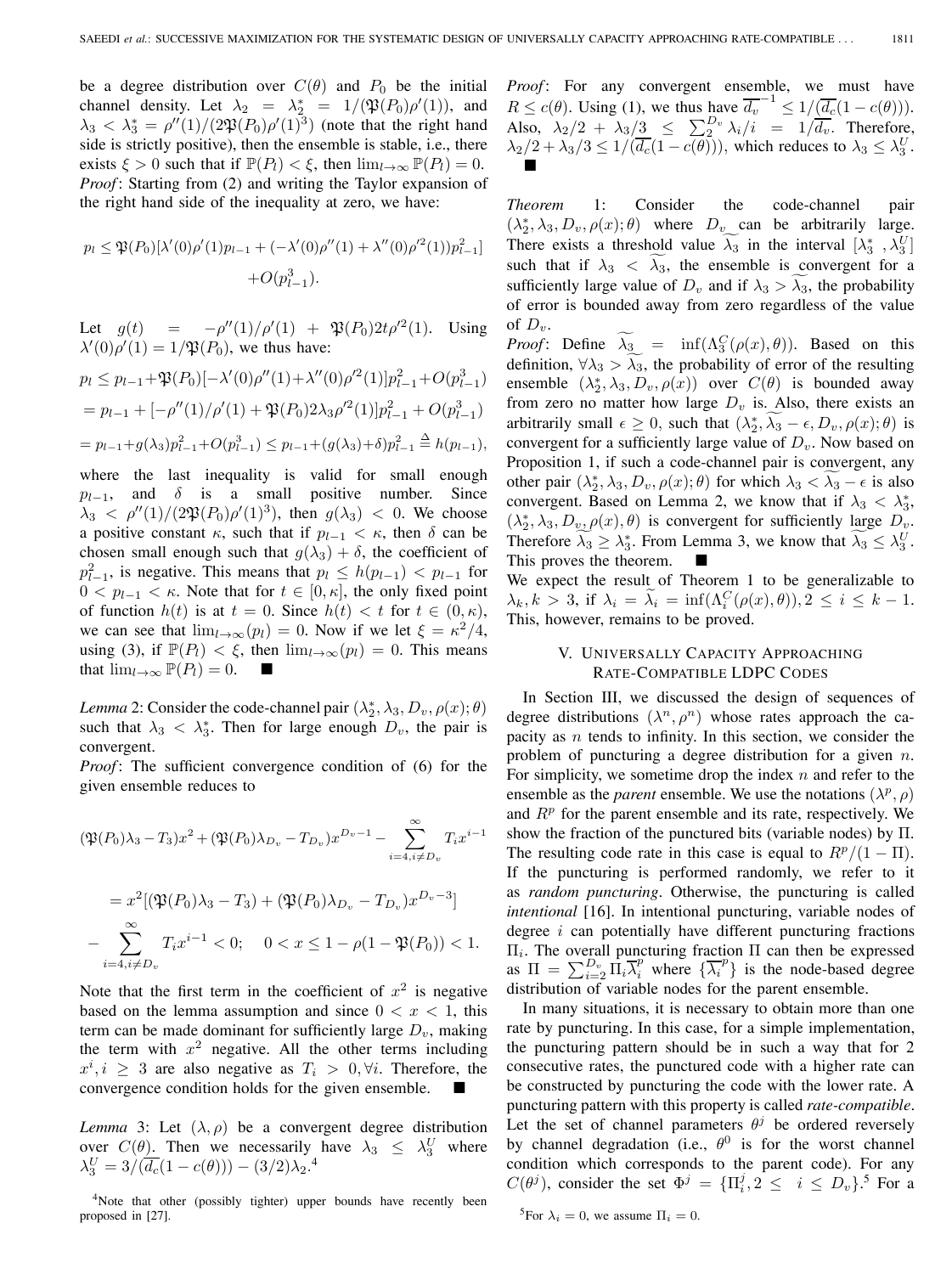be a degree distribution over $C(\theta)$ and $P_0$ be the initial channel density. Let $\lambda_2 = \lambda_2^* = 1/(\mathfrak{P}(P_0)\rho'(1))$, and $\lambda_3 < \lambda_3^* = \rho''(1)/(2\mathfrak{P}(P_0)\rho'(1)^3)$ (note that the right hand side is strictly positive), then the ensemble is stable, i.e., there exists $\xi > 0$ such that if $\mathbb{P}(P_l) < \xi$, then $\lim_{l\to\infty}\mathbb{P}(P_l) = 0$.

*Proof*: Starting from (2) and writing the Taylor expansion of the right hand side of the inequality at zero, we have:

$$p_l \le \mathfrak{P}(P_0)[\lambda'(0)\rho'(1)p_{l-1} + (-\lambda'(0)\rho''(1) + \lambda''(0)\rho'^2(1))p_{l-1}^2] + O(p_{l-1}^3).$$

Let $g(t) = -\rho''(1)/\rho'(1) + \mathfrak{P}(P_0)2t\rho'^2(1)$. Using $\lambda'(0)\rho'(1) = 1/\mathfrak{P}(P_0)$, we thus have:

$$\begin{aligned}
p_l &\le p_{l-1} + \mathfrak{P}(P_0)[-\lambda'(0)\rho''(1) + \lambda''(0)\rho'^2(1)]p_{l-1}^2 + O(p_{l-1}^3)\\
&= p_{l-1} + [-\rho''(1)/\rho'(1) + \mathfrak{P}(P_0)2\lambda_3\rho'^2(1)]p_{l-1}^2 + O(p_{l-1}^3)\\
&= p_{l-1} + g(\lambda_3)p_{l-1}^2 + O(p_{l-1}^3) \le p_{l-1} + (g(\lambda_3)+\delta)p_{l-1}^2 \triangleq h(p_{l-1}),
\end{aligned}$$

where the last inequality is valid for small enough $p_{l-1}$, and $\delta$ is a small positive number. Since $\lambda_3 < \rho''(1)/(2\mathfrak{P}(P_0)\rho'(1)^3)$, then $g(\lambda_3) < 0$. We choose a positive constant $\kappa$, such that if $p_{l-1} < \kappa$, then $\delta$ can be chosen small enough such that $g(\lambda_3) + \delta$, the coefficient of $p_{l-1}^2$, is negative. This means that $p_l \le h(p_{l-1}) < p_{l-1}$ for $0 < p_{l-1} < \kappa$. Note that for $t \in [0, \kappa]$, the only fixed point of function $h(t)$ is at $t = 0$. Since $h(t) < t$ for $t \in (0, \kappa)$, we can see that $\lim_{l\to\infty}(p_l) = 0$. Now if we let $\xi = \kappa^2/4$, using (3), if $\mathbb{P}(P_l) < \xi$, then $\lim_{l\to\infty}(p_l) = 0$. This means that $\lim_{l\to\infty}\mathbb{P}(P_l) = 0$. ■

*Lemma* 2: Consider the code-channel pair $(\lambda_2^*, \lambda_3, D_v, \rho(x); \theta)$ such that $\lambda_3 < \lambda_3^*$. Then for large enough $D_v$, the pair is convergent.

*Proof*: The sufficient convergence condition of (6) for the given ensemble reduces to

$$\begin{aligned}
&(\mathfrak{P}(P_0)\lambda_3 - T_3)x^2 + (\mathfrak{P}(P_0)\lambda_{D_v} - T_{D_v})x^{D_v-1} - \sum_{i=4, i\ne D_v}^{\infty} T_i x^{i-1}\\
&= x^2[(\mathfrak{P}(P_0)\lambda_3 - T_3) + (\mathfrak{P}(P_0)\lambda_{D_v} - T_{D_v})x^{D_v-3}]\\
&- \sum_{i=4, i\ne D_v}^{\infty} T_i x^{i-1} < 0; \quad 0 < x \le 1 - \rho(1 - \mathfrak{P}(P_0)) < 1.
\end{aligned}$$

Note that the first term in the coefficient of $x^2$ is negative based on the lemma assumption and since $0 < x < 1$, this term can be made dominant for sufficiently large $D_v$, making the term with $x^2$ negative. All the other terms including $x^i, i \ge 3$ are also negative as $T_i > 0, \forall i$. Therefore, the convergence condition holds for the given ensemble. ■

*Lemma* 3: Let $(\lambda, \rho)$ be a convergent degree distribution over $C(\theta)$. Then we necessarily have $\lambda_3 \le \lambda_3^U$ where $\lambda_3^U = 3/(\overline{d_c}(1 - c(\theta))) - (3/2)\lambda_2$.[4]

[4]Note that other (possibly tighter) upper bounds have recently been proposed in [27].

*Proof*: For any convergent ensemble, we must have $R \le c(\theta)$. Using (1), we thus have $\overline{d_v}^{-1} \le 1/(\overline{d_c}(1 - c(\theta)))$. Also, $\lambda_2/2 + \lambda_3/3 \le \sum_2^{D_v}\lambda_i/i = 1/\overline{d_v}$. Therefore, $\lambda_2/2 + \lambda_3/3 \le 1/(\overline{d_c}(1 - c(\theta)))$, which reduces to $\lambda_3 \le \lambda_3^U$. ■

*Theorem* 1: Consider the code-channel pair $(\lambda_2^*, \lambda_3, D_v, \rho(x); \theta)$ where $D_v$ can be arbitrarily large. There exists a threshold value $\widetilde{\lambda_3}$ in the interval $[\lambda_3^*, \lambda_3^U]$ such that if $\lambda_3 < \widetilde{\lambda_3}$, the ensemble is convergent for a sufficiently large value of $D_v$ and if $\lambda_3 > \widetilde{\lambda_3}$, the probability of error is bounded away from zero regardless of the value of $D_v$.

*Proof*: Define $\widetilde{\lambda_3} = \inf(\Lambda_3^C(\rho(x), \theta))$. Based on this definition, $\forall\lambda_3 > \widetilde{\lambda_3}$, the probability of error of the resulting ensemble $(\lambda_2^*, \lambda_3, D_v, \rho(x))$ over $C(\theta)$ is bounded away from zero no matter how large $D_v$ is. Also, there exists an arbitrarily small $\epsilon \ge 0$, such that $(\lambda_2^*, \widetilde{\lambda_3} - \epsilon, D_v, \rho(x); \theta)$ is convergent for a sufficiently large value of $D_v$. Now based on Proposition 1, if such a code-channel pair is convergent, any other pair $(\lambda_2^*, \lambda_3, D_v, \rho(x); \theta)$ for which $\lambda_3 < \widetilde{\lambda_3} - \epsilon$ is also convergent. Based on Lemma 2, we know that if $\lambda_3 < \lambda_3^*$, $(\lambda_2^*, \lambda_3, D_v, \rho(x), \theta)$ is convergent for sufficiently large $D_v$. Therefore $\widetilde{\lambda_3} \ge \lambda_3^*$. From Lemma 3, we know that $\widetilde{\lambda_3} \le \lambda_3^U$. This proves the theorem. ■

We expect the result of Theorem 1 to be generalizable to $\lambda_k, k > 3$, if $\lambda_i = \widetilde{\lambda_i} = \inf(\Lambda_i^C(\rho(x), \theta)), 2 \le i \le k-1$. This, however, remains to be proved.

## V. Universally Capacity Approaching Rate-Compatible LDPC Codes

In Section III, we discussed the design of sequences of degree distributions $(\lambda^n, \rho^n)$ whose rates approach the capacity as $n$ tends to infinity. In this section, we consider the problem of puncturing a degree distribution for a given $n$. For simplicity, we sometime drop the index $n$ and refer to the ensemble as the *parent* ensemble. We use the notations $(\lambda^p, \rho)$ and $R^p$ for the parent ensemble and its rate, respectively. We show the fraction of the punctured bits (variable nodes) by $\Pi$. The resulting code rate in this case is equal to $R^p/(1 - \Pi)$. If the puncturing is performed randomly, we refer to it as *random puncturing*. Otherwise, the puncturing is called *intentional* [16]. In intentional puncturing, variable nodes of degree $i$ can potentially have different puncturing fractions $\Pi_i$. The overall puncturing fraction $\Pi$ can then be expressed as $\Pi = \sum_{i=2}^{D_v}\Pi_i\overline{\lambda_i^p}$ where $\{\overline{\lambda_i^p}\}$ is the node-based degree distribution of variable nodes for the parent ensemble.

In many situations, it is necessary to obtain more than one rate by puncturing. In this case, for a simple implementation, the puncturing pattern should be in such a way that for 2 consecutive rates, the punctured code with a higher rate can be constructed by puncturing the code with the lower rate. A puncturing pattern with this property is called *rate-compatible*. Let the set of channel parameters $\theta^j$ be ordered reversely by channel degradation (i.e., $\theta^0$ is for the worst channel condition which corresponds to the parent code). For any $C(\theta^j)$, consider the set $\Phi^j = \{\Pi_i^j, 2 \le i \le D_v\}$.[5] For a

[5]For $\lambda_i = 0$, we assume $\Pi_i = 0$.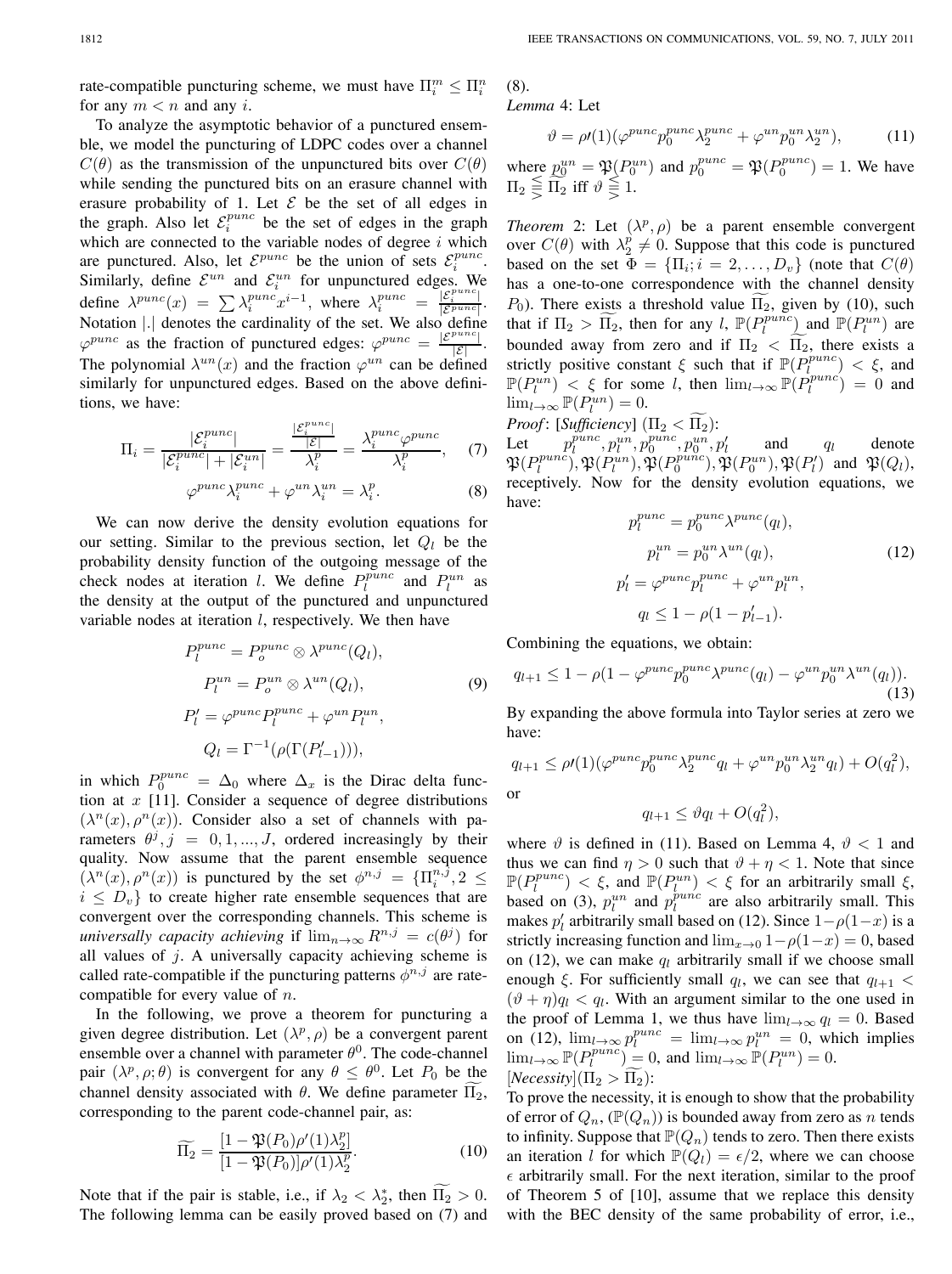rate-compatible puncturing scheme, we must have $\Pi_i^m \leq \Pi_i^n$ for any $m < n$ and any $i$.

To analyze the asymptotic behavior of a punctured ensemble, we model the puncturing of LDPC codes over a channel $C(\theta)$ as the transmission of the unpunctured bits over $C(\theta)$ while sending the punctured bits on an erasure channel with erasure probability of 1. Let $\mathcal{E}$ be the set of all edges in the graph. Also let $\mathcal{E}_i^{punc}$ be the set of edges in the graph which are connected to the variable nodes of degree $i$ which are punctured. Also, let $\mathcal{E}^{punc}$ be the union of sets $\mathcal{E}_i^{punc}$. Similarly, define $\mathcal{E}^{un}$ and $\mathcal{E}_i^{un}$ for unpunctured edges. We define $\lambda^{punc}(x) = \sum \lambda_i^{punc} x^{i-1}$, where $\lambda_i^{punc} = \frac{|\mathcal{E}_i^{punc}|}{|\mathcal{E}^{punc}|}$. Notation $|.|$ denotes the cardinality of the set. We also define $\varphi^{punc}$ as the fraction of punctured edges: $\varphi^{punc} = \frac{|\mathcal{E}^{punc}|}{|\mathcal{E}|}$. The polynomial $\lambda^{un}(x)$ and the fraction $\varphi^{un}$ can be defined similarly for unpunctured edges. Based on the above definitions, we have:

$$\Pi_i = \frac{|\mathcal{E}_i^{punc}|}{|\mathcal{E}_i^{punc}| + |\mathcal{E}_i^{un}|} = \frac{\frac{|\mathcal{E}_i^{punc}|}{|\mathcal{E}|}}{\lambda_i^p} = \frac{\lambda_i^{punc}\varphi^{punc}}{\lambda_i^p}, \quad (7)$$

$$\varphi^{punc}\lambda_i^{punc} + \varphi^{un}\lambda_i^{un} = \lambda_i^p. \quad (8)$$

We can now derive the density evolution equations for our setting. Similar to the previous section, let $Q_l$ be the probability density function of the outgoing message of the check nodes at iteration $l$. We define $P_l^{punc}$ and $P_l^{un}$ as the density at the output of the punctured and unpunctured variable nodes at iteration $l$, respectively. We then have

$$\begin{aligned}
P_l^{punc} &= P_o^{punc} \otimes \lambda^{punc}(Q_l), \\
P_l^{un} &= P_o^{un} \otimes \lambda^{un}(Q_l), \\
P_l' &= \varphi^{punc} P_l^{punc} + \varphi^{un} P_l^{un}, \\
Q_l &= \Gamma^{-1}(\rho(\Gamma(P_{l-1}'))),
\end{aligned} \quad (9)$$

in which $P_0^{punc} = \Delta_0$ where $\Delta_x$ is the Dirac delta function at $x$ [11]. Consider a sequence of degree distributions $(\lambda^n(x), \rho^n(x))$. Consider also a set of channels with parameters $\theta^j, j = 0, 1, ..., J$, ordered increasingly by their quality. Now assume that the parent ensemble sequence $(\lambda^n(x), \rho^n(x))$ is punctured by the set $\phi^{n,j} = \{\Pi_i^{n,j}, 2 \leq i \leq D_v\}$ to create higher rate ensemble sequences that are convergent over the corresponding channels. This scheme is *universally capacity achieving* if $\lim_{n\to\infty} R^{n,j} = c(\theta^j)$ for all values of $j$. A universally capacity achieving scheme is called rate-compatible if the puncturing patterns $\phi^{n,j}$ are rate-compatible for every value of $n$.

In the following, we prove a theorem for puncturing a given degree distribution. Let $(\lambda^p, \rho)$ be a convergent parent ensemble over a channel with parameter $\theta^0$. The code-channel pair $(\lambda^p, \rho; \theta)$ is convergent for any $\theta \leq \theta^0$. Let $P_0$ be the channel density associated with $\theta$. We define parameter $\widetilde{\Pi_2}$, corresponding to the parent code-channel pair, as:

$$\widetilde{\Pi_2} = \frac{[1 - \mathfrak{P}(P_0)\rho'(1)\lambda_2^p]}{[1 - \mathfrak{P}(P_0)]\rho'(1)\lambda_2^p}. \quad (10)$$

Note that if the pair is stable, i.e., if $\lambda_2 < \lambda_2^*$, then $\widetilde{\Pi_2} > 0$. The following lemma can be easily proved based on (7) and (8).

*Lemma* 4: Let

$$\vartheta = \rho\prime(1)(\varphi^{punc} p_0^{punc} \lambda_2^{punc} + \varphi^{un} p_0^{un} \lambda_2^{un}), \quad (11)$$

where $p_0^{un} = \mathfrak{P}(P_0^{un})$ and $p_0^{punc} = \mathfrak{P}(P_0^{punc}) = 1$. We have $\Pi_2 \lesseqgtr \widetilde{\Pi_2}$ iff $\vartheta \lesseqgtr 1$.

*Theorem* 2: Let $(\lambda^p, \rho)$ be a parent ensemble convergent over $C(\theta)$ with $\lambda_2^p \neq 0$. Suppose that this code is punctured based on the set $\Phi = \{\Pi_i; i = 2, \ldots, D_v\}$ (note that $C(\theta)$ has a one-to-one correspondence with the channel density $P_0$). There exists a threshold value $\widetilde{\Pi_2}$, given by (10), such that if $\Pi_2 > \widetilde{\Pi_2}$, then for any $l$, $\mathbb{P}(P_l^{punc})$ and $\mathbb{P}(P_l^{un})$ are bounded away from zero and if $\Pi_2 < \widetilde{\Pi_2}$, there exists a strictly positive constant $\xi$ such that if $\mathbb{P}(P_l^{punc}) < \xi$, and $\mathbb{P}(P_l^{un}) < \xi$ for some $l$, then $\lim_{l\to\infty} \mathbb{P}(P_l^{punc}) = 0$ and $\lim_{l\to\infty} \mathbb{P}(P_l^{un}) = 0$.

*Proof*: [*Sufficiency*] ($\Pi_2 < \widetilde{\Pi_2}$):
Let $p_l^{punc}, p_l^{un}, p_0^{punc}, p_0^{un}, p_l'$ and $q_l$ denote $\mathfrak{P}(P_l^{punc}), \mathfrak{P}(P_l^{un}), \mathfrak{P}(P_0^{punc}), \mathfrak{P}(P_0^{un}), \mathfrak{P}(P_l')$ and $\mathfrak{P}(Q_l)$, receptively. Now for the density evolution equations, we have:

$$\begin{aligned}
p_l^{punc} &= p_0^{punc} \lambda^{punc}(q_l), \\
p_l^{un} &= p_0^{un} \lambda^{un}(q_l), \\
p_l' &= \varphi^{punc} p_l^{punc} + \varphi^{un} p_l^{un}, \\
q_l &\leq 1 - \rho(1 - p_{l-1}').
\end{aligned} \quad (12)$$

Combining the equations, we obtain:

$$q_{l+1} \leq 1 - \rho(1 - \varphi^{punc} p_0^{punc} \lambda^{punc}(q_l) - \varphi^{un} p_0^{un} \lambda^{un}(q_l)). \quad (13)$$

By expanding the above formula into Taylor series at zero we have:

$$q_{l+1} \leq \rho\prime(1)(\varphi^{punc} p_0^{punc} \lambda_2^{punc} q_l + \varphi^{un} p_0^{un} \lambda_2^{un} q_l) + O(q_l^2),$$

or

$$q_{l+1} \leq \vartheta q_l + O(q_l^2),$$

where $\vartheta$ is defined in (11). Based on Lemma 4, $\vartheta < 1$ and thus we can find $\eta > 0$ such that $\vartheta + \eta < 1$. Note that since $\mathbb{P}(P_l^{punc}) < \xi$, and $\mathbb{P}(P_l^{un}) < \xi$ for an arbitrarily small $\xi$, based on (3), $p_l^{un}$ and $p_l^{punc}$ are also arbitrarily small. This makes $p_l'$ arbitrarily small based on (12). Since $1-\rho(1-x)$ is a strictly increasing function and $\lim_{x\to 0} 1-\rho(1-x) = 0$, based on (12), we can make $q_l$ arbitrarily small if we choose small enough $\xi$. For sufficiently small $q_l$, we can see that $q_{l+1} < (\vartheta + \eta)q_l < q_l$. With an argument similar to the one used in the proof of Lemma 1, we thus have $\lim_{l\to\infty} q_l = 0$. Based on (12), $\lim_{l\to\infty} p_l^{punc} = \lim_{l\to\infty} p_l^{un} = 0$, which implies $\lim_{l\to\infty} \mathbb{P}(P_l^{punc}) = 0$, and $\lim_{l\to\infty} \mathbb{P}(P_l^{un}) = 0$.

[*Necessity*]($\Pi_2 > \widetilde{\Pi_2}$):
To prove the necessity, it is enough to show that the probability of error of $Q_n$, ($\mathbb{P}(Q_n)$) is bounded away from zero as $n$ tends to infinity. Suppose that $\mathbb{P}(Q_n)$ tends to zero. Then there exists an iteration $l$ for which $\mathbb{P}(Q_l) = \epsilon/2$, where we can choose $\epsilon$ arbitrarily small. For the next iteration, similar to the proof of Theorem 5 of [10], assume that we replace this density with the BEC density of the same probability of error, i.e.,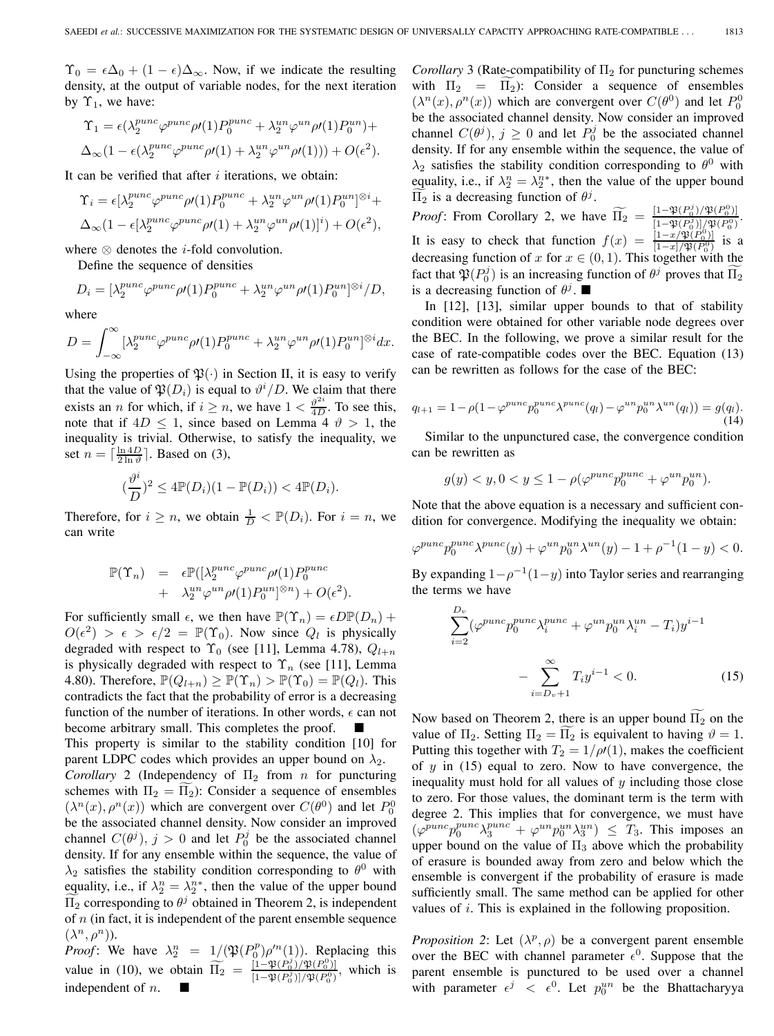$\Upsilon_0 = \epsilon\Delta_0 + (1-\epsilon)\Delta_\infty$. Now, if we indicate the resulting density, at the output of variable nodes, for the next iteration by $\Upsilon_1$, we have:

$$\Upsilon_1 = \epsilon(\lambda_2^{punc}\varphi^{punc}\rho\prime(1)P_0^{punc} + \lambda_2^{un}\varphi^{un}\rho\prime(1)P_0^{un}) +$$
$$\Delta_\infty(1 - \epsilon(\lambda_2^{punc}\varphi^{punc}\rho\prime(1) + \lambda_2^{un}\varphi^{un}\rho\prime(1))) + O(\epsilon^2).$$

It can be verified that after $i$ iterations, we obtain:

$$\Upsilon_i = \epsilon[\lambda_2^{punc}\varphi^{punc}\rho\prime(1)P_0^{punc} + \lambda_2^{un}\varphi^{un}\rho\prime(1)P_0^{un}]^{\otimes i} +$$
$$\Delta_\infty(1 - \epsilon[\lambda_2^{punc}\varphi^{punc}\rho\prime(1) + \lambda_2^{un}\varphi^{un}\rho\prime(1)]^i) + O(\epsilon^2),$$

where $\otimes$ denotes the $i$-fold convolution.

Define the sequence of densities

$$D_i = [\lambda_2^{punc}\varphi^{punc}\rho\prime(1)P_0^{punc} + \lambda_2^{un}\varphi^{un}\rho\prime(1)P_0^{un}]^{\otimes i}/D,$$

where

$$D = \int_{-\infty}^{\infty}[\lambda_2^{punc}\varphi^{punc}\rho\prime(1)P_0^{punc} + \lambda_2^{un}\varphi^{un}\rho\prime(1)P_0^{un}]^{\otimes i}dx.$$

Using the properties of $\mathfrak{P}(\cdot)$ in Section II, it is easy to verify that the value of $\mathfrak{P}(D_i)$ is equal to $\vartheta^i/D$. We claim that there exists an $n$ for which, if $i \geq n$, we have $1 < \frac{\vartheta^{2i}}{4D}$. To see this, note that if $4D \leq 1$, since based on Lemma 4 $\vartheta > 1$, the inequality is trivial. Otherwise, to satisfy the inequality, we set $n = \lceil \frac{\ln 4D}{2\ln\vartheta} \rceil$. Based on (3),

$$(\frac{\vartheta^i}{D})^2 \leq 4\mathbb{P}(D_i)(1-\mathbb{P}(D_i)) < 4\mathbb{P}(D_i).$$

Therefore, for $i \geq n$, we obtain $\frac{1}{D} < \mathbb{P}(D_i)$. For $i = n$, we can write

$$\begin{aligned}\mathbb{P}(\Upsilon_n) &= \epsilon\mathbb{P}([\lambda_2^{punc}\varphi^{punc}\rho\prime(1)P_0^{punc} \\ &+ \lambda_2^{un}\varphi^{un}\rho\prime(1)P_0^{un}]^{\otimes n}) + O(\epsilon^2).\end{aligned}$$

For sufficiently small $\epsilon$, we then have $\mathbb{P}(\Upsilon_n) = \epsilon D\mathbb{P}(D_n) + O(\epsilon^2) > \epsilon > \epsilon/2 = \mathbb{P}(\Upsilon_0)$. Now since $Q_l$ is physically degraded with respect to $\Upsilon_0$ (see [11], Lemma 4.78), $Q_{l+n}$ is physically degraded with respect to $\Upsilon_n$ (see [11], Lemma 4.80). Therefore, $\mathbb{P}(Q_{l+n}) \geq \mathbb{P}(\Upsilon_n) > \mathbb{P}(\Upsilon_0) = \mathbb{P}(Q_l)$. This contradicts the fact that the probability of error is a decreasing function of the number of iterations. In other words, $\epsilon$ can not become arbitrary small. This completes the proof. ■

This property is similar to the stability condition [10] for parent LDPC codes which provides an upper bound on $\lambda_2$.

*Corollary* 2 (Independency of $\Pi_2$ from $n$ for puncturing schemes with $\Pi_2 = \widetilde{\Pi_2}$): Consider a sequence of ensembles $(\lambda^n(x), \rho^n(x))$ which are convergent over $C(\theta^0)$ and let $P_0^0$ be the associated channel density. Now consider an improved channel $C(\theta^j)$, $j > 0$ and let $P_0^j$ be the associated channel density. If for any ensemble within the sequence, the value of $\lambda_2$ satisfies the stability condition corresponding to $\theta^0$ with equality, i.e., if $\lambda_2^n = \lambda_2^{n*}$, then the value of the upper bound $\widetilde{\Pi_2}$ corresponding to $\theta^j$ obtained in Theorem 2, is independent of $n$ (in fact, it is independent of the parent ensemble sequence $(\lambda^n, \rho^n)$).

*Proof*: We have $\lambda_2^n = 1/(\mathfrak{P}(P_0^p)\rho\prime^n(1))$. Replacing this value in (10), we obtain $\widetilde{\Pi_2} = \frac{[1-\mathfrak{P}(P_0^j)/\mathfrak{P}(P_0^0)]}{[1-\mathfrak{P}(P_0^j)]/\mathfrak{P}(P_0^0)}$, which is independent of $n$. ■

*Corollary* 3 (Rate-compatibility of $\Pi_2$ for puncturing schemes with $\Pi_2 = \widetilde{\Pi_2}$): Consider a sequence of ensembles $(\lambda^n(x), \rho^n(x))$ which are convergent over $C(\theta^0)$ and let $P_0^0$ be the associated channel density. Now consider an improved channel $C(\theta^j)$, $j \geq 0$ and let $P_0^j$ be the associated channel density. If for any ensemble within the sequence, the value of $\lambda_2$ satisfies the stability condition corresponding to $\theta^0$ with equality, i.e., if $\lambda_2^n = \lambda_2^{n*}$, then the value of the upper bound $\widetilde{\Pi_2}$ is a decreasing function of $\theta^j$.

*Proof*: From Corollary 2, we have $\widetilde{\Pi_2} = \frac{[1-\mathfrak{P}(P_0^j)/\mathfrak{P}(P_0^0)]}{[1-\mathfrak{P}(P_0^j)]/\mathfrak{P}(P_0^0)}$. It is easy to check that function $f(x) = \frac{[1-x/\mathfrak{P}(P_0^0)]}{[1-x]/\mathfrak{P}(P_0^0)}$ is a decreasing function of $x$ for $x \in (0,1)$. This together with the fact that $\mathfrak{P}(P_0^j)$ is an increasing function of $\theta^j$ proves that $\widetilde{\Pi_2}$ is a decreasing function of $\theta^j$. ■

In [12], [13], similar upper bounds to that of stability condition were obtained for other variable node degrees over the BEC. In the following, we prove a similar result for the case of rate-compatible codes over the BEC. Equation (13) can be rewritten as follows for the case of the BEC:

$$q_{l+1} = 1 - \rho(1 - \varphi^{punc}p_0^{punc}\lambda^{punc}(q_l) - \varphi^{un}p_0^{un}\lambda^{un}(q_l)) = g(q_l). \tag{14}$$

Similar to the unpunctured case, the convergence condition can be rewritten as

$$g(y) < y, 0 < y \leq 1 - \rho(\varphi^{punc}p_0^{punc} + \varphi^{un}p_0^{un}).$$

Note that the above equation is a necessary and sufficient condition for convergence. Modifying the inequality we obtain:

$$\varphi^{punc}p_0^{punc}\lambda^{punc}(y) + \varphi^{un}p_0^{un}\lambda^{un}(y) - 1 + \rho^{-1}(1-y) < 0.$$

By expanding $1-\rho^{-1}(1-y)$ into Taylor series and rearranging the terms we have

$$\sum_{i=2}^{D_v}(\varphi^{punc}p_0^{punc}\lambda_i^{punc} + \varphi^{un}p_0^{un}\lambda_i^{un} - T_i)y^{i-1}$$
$$-\sum_{i=D_v+1}^{\infty}T_i y^{i-1} < 0. \tag{15}$$

Now based on Theorem 2, there is an upper bound $\widetilde{\Pi_2}$ on the value of $\Pi_2$. Setting $\Pi_2 = \widetilde{\Pi_2}$ is equivalent to having $\vartheta = 1$. Putting this together with $T_2 = 1/\rho\prime(1)$, makes the coefficient of $y$ in (15) equal to zero. Now to have convergence, the inequality must hold for all values of $y$ including those close to zero. For those values, the dominant term is the term with degree 2. This implies that for convergence, we must have $(\varphi^{punc}p_0^{punc}\lambda_3^{punc} + \varphi^{un}p_0^{un}\lambda_3^{un}) \leq T_3$. This imposes an upper bound on the value of $\Pi_3$ above which the probability of erasure is bounded away from zero and below which the ensemble is convergent if the probability of erasure is made sufficiently small. The same method can be applied for other values of $i$. This is explained in the following proposition.

*Proposition 2*: Let $(\lambda^p, \rho)$ be a convergent parent ensemble over the BEC with channel parameter $\epsilon^0$. Suppose that the parent ensemble is punctured to be used over a channel with parameter $\epsilon^j < \epsilon^0$. Let $p_0^{un}$ be the Bhattacharyya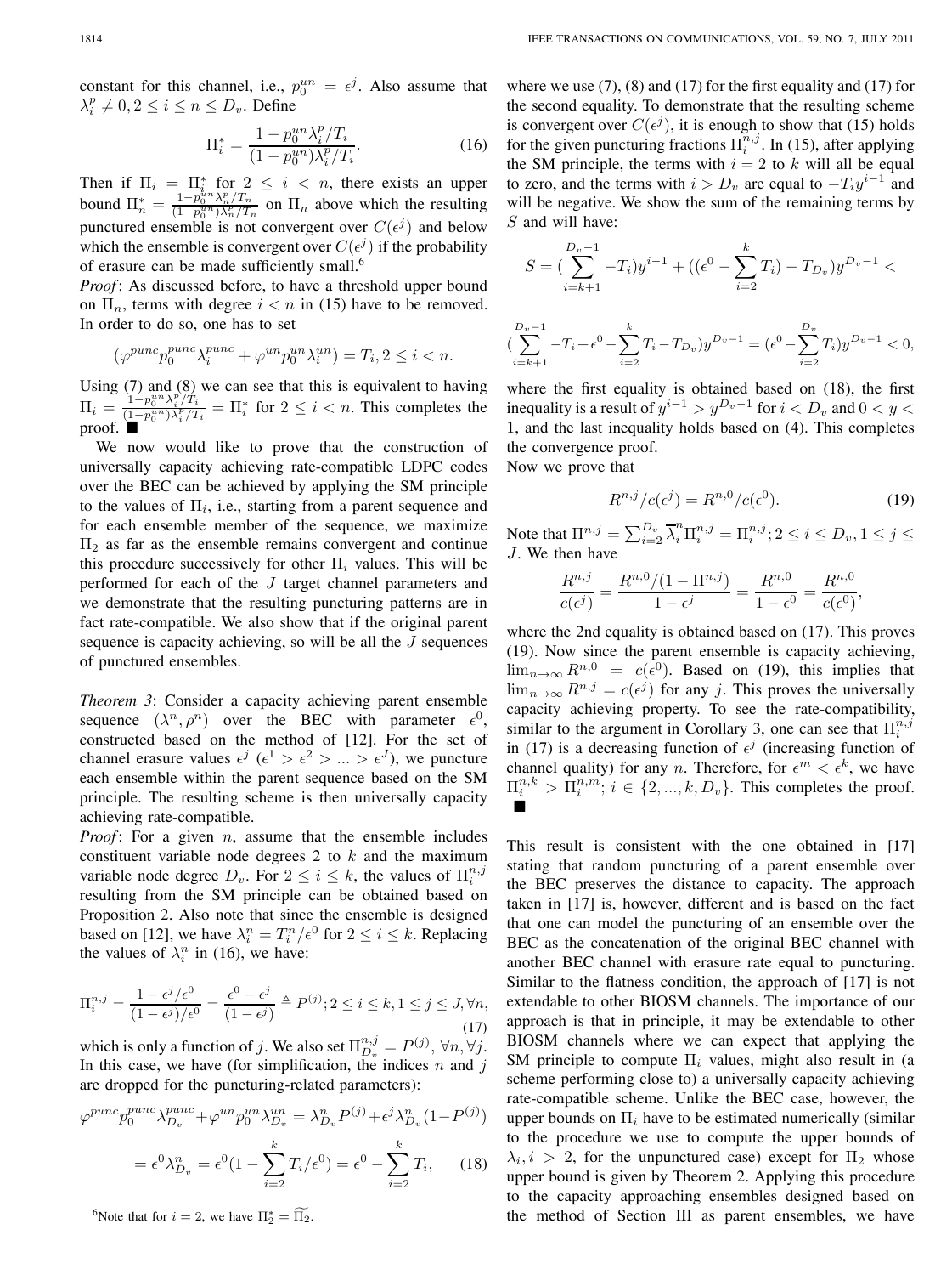constant for this channel, i.e., $p_0^{un} = \epsilon^j$. Also assume that $\lambda_i^p \neq 0, 2 \leq i \leq n \leq D_v$. Define

$$\Pi_i^* = \frac{1 - p_0^{un}\lambda_i^p/T_i}{(1 - p_0^{un})\lambda_i^p/T_i}. \tag{16}$$

Then if $\Pi_i = \Pi_i^*$ for $2 \leq i < n$, there exists an upper bound $\Pi_n^* = \frac{1-p_0^{un}\lambda_n^p/T_n}{(1-p_0^{un})\lambda_n^p/T_n}$ on $\Pi_n$ above which the resulting punctured ensemble is not convergent over $C(\epsilon^j)$ and below which the ensemble is convergent over $C(\epsilon^j)$ if the probability of erasure can be made sufficiently small.[6]

*Proof*: As discussed before, to have a threshold upper bound on $\Pi_n$, terms with degree $i < n$ in (15) have to be removed. In order to do so, one has to set

$$(\varphi^{punc} p_0^{punc} \lambda_i^{punc} + \varphi^{un} p_0^{un} \lambda_i^{un}) = T_i, 2 \leq i < n.$$

Using (7) and (8) we can see that this is equivalent to having $\Pi_i = \frac{1-p_0^{un}\lambda_i^p/T_i}{(1-p_0^{un})\lambda_i^p/T_i} = \Pi_i^*$ for $2 \leq i < n$. This completes the proof. ■

We now would like to prove that the construction of universally capacity achieving rate-compatible LDPC codes over the BEC can be achieved by applying the SM principle to the values of $\Pi_i$, i.e., starting from a parent sequence and for each ensemble member of the sequence, we maximize $\Pi_2$ as far as the ensemble remains convergent and continue this procedure successively for other $\Pi_i$ values. This will be performed for each of the $J$ target channel parameters and we demonstrate that the resulting puncturing patterns are in fact rate-compatible. We also show that if the original parent sequence is capacity achieving, so will be all the $J$ sequences of punctured ensembles.

*Theorem 3*: Consider a capacity achieving parent ensemble sequence $(\lambda^n, \rho^n)$ over the BEC with parameter $\epsilon^0$, constructed based on the method of [12]. For the set of channel erasure values $\epsilon^j$ ($\epsilon^1 > \epsilon^2 > ... > \epsilon^J$), we puncture each ensemble within the parent sequence based on the SM principle. The resulting scheme is then universally capacity achieving rate-compatible.

*Proof*: For a given $n$, assume that the ensemble includes constituent variable node degrees 2 to $k$ and the maximum variable node degree $D_v$. For $2 \leq i \leq k$, the values of $\Pi_i^{n,j}$ resulting from the SM principle can be obtained based on Proposition 2. Also note that since the ensemble is designed based on [12], we have $\lambda_i^n = T_i^n/\epsilon^0$ for $2 \leq i \leq k$. Replacing the values of $\lambda_i^n$ in (16), we have:

$$\Pi_i^{n,j} = \frac{1 - \epsilon^j/\epsilon^0}{(1 - \epsilon^j)/\epsilon^0} = \frac{\epsilon^0 - \epsilon^j}{(1 - \epsilon^j)} \triangleq P^{(j)}; 2 \leq i \leq k, 1 \leq j \leq J, \forall n, \tag{17}$$

which is only a function of $j$. We also set $\Pi_{D_v}^{n,j} = P^{(j)}$, $\forall n, \forall j$. In this case, we have (for simplification, the indices $n$ and $j$ are dropped for the puncturing-related parameters):

$$\varphi^{punc} p_0^{punc} \lambda_{D_v}^{punc} + \varphi^{un} p_0^{un} \lambda_{D_v}^{un} = \lambda_{D_v}^n P^{(j)} + \epsilon^j \lambda_{D_v}^n (1 - P^{(j)})$$

$$= \epsilon^0 \lambda_{D_v}^n = \epsilon^0 (1 - \sum_{i=2}^{k} T_i/\epsilon^0) = \epsilon^0 - \sum_{i=2}^{k} T_i, \tag{18}$$

where we use (7), (8) and (17) for the first equality and (17) for the second equality. To demonstrate that the resulting scheme is convergent over $C(\epsilon^j)$, it is enough to show that (15) holds for the given puncturing fractions $\Pi_i^{n,j}$. In (15), after applying the SM principle, the terms with $i = 2$ to $k$ will all be equal to zero, and the terms with $i > D_v$ are equal to $-T_i y^{i-1}$ and will be negative. We show the sum of the remaining terms by $S$ and will have:

$$S = (\sum_{i=k+1}^{D_v - 1} -T_i) y^{i-1} + ((\epsilon^0 - \sum_{i=2}^{k} T_i) - T_{D_v}) y^{D_v - 1} <$$

$$(\sum_{i=k+1}^{D_v - 1} -T_i + \epsilon^0 - \sum_{i=2}^{k} T_i - T_{D_v}) y^{D_v - 1} = (\epsilon^0 - \sum_{i=2}^{D_v} T_i) y^{D_v - 1} < 0,$$

where the first equality is obtained based on (18), the first inequality is a result of $y^{i-1} > y^{D_v - 1}$ for $i < D_v$ and $0 < y < 1$, and the last inequality holds based on (4). This completes the convergence proof.

Now we prove that

$$R^{n,j}/c(\epsilon^j) = R^{n,0}/c(\epsilon^0). \tag{19}$$

Note that $\Pi^{n,j} = \sum_{i=2}^{D_v} \overline{\lambda}_i^n \Pi_i^{n,j} = \Pi_i^{n,j}; 2 \leq i \leq D_v, 1 \leq j \leq J$. We then have

$$\frac{R^{n,j}}{c(\epsilon^j)} = \frac{R^{n,0}/(1 - \Pi^{n,j})}{1 - \epsilon^j} = \frac{R^{n,0}}{1 - \epsilon^0} = \frac{R^{n,0}}{c(\epsilon^0)},$$

where the 2nd equality is obtained based on (17). This proves (19). Now since the parent ensemble is capacity achieving, $\lim_{n\to\infty} R^{n,0} = c(\epsilon^0)$. Based on (19), this implies that $\lim_{n\to\infty} R^{n,j} = c(\epsilon^j)$ for any $j$. This proves the universally capacity achieving property. To see the rate-compatibility, similar to the argument in Corollary 3, one can see that $\Pi_i^{n,j}$ in (17) is a decreasing function of $\epsilon^j$ (increasing function of channel quality) for any $n$. Therefore, for $\epsilon^m < \epsilon^k$, we have $\Pi_i^{n,k} > \Pi_i^{n,m}$; $i \in \{2, ..., k, D_v\}$. This completes the proof. ■

This result is consistent with the one obtained in [17] stating that random puncturing of a parent ensemble over the BEC preserves the distance to capacity. The approach taken in [17] is, however, different and is based on the fact that one can model the puncturing of an ensemble over the BEC as the concatenation of the original BEC channel with another BEC channel with erasure rate equal to puncturing. Similar to the flatness condition, the approach of [17] is not extendable to other BIOSM channels. The importance of our approach is that in principle, it may be extendable to other BIOSM channels where we can expect that applying the SM principle to compute $\Pi_i$ values, might also result in (a scheme performing close to) a universally capacity achieving rate-compatible scheme. Unlike the BEC case, however, the upper bounds on $\Pi_i$ have to be estimated numerically (similar to the procedure we use to compute the upper bounds of $\lambda_i, i > 2$, for the unpunctured case) except for $\Pi_2$ whose upper bound is given by Theorem 2. Applying this procedure to the capacity approaching ensembles designed based on the method of Section III as parent ensembles, we have

[6] Note that for $i = 2$, we have $\Pi_2^* = \widetilde{\Pi_2}$.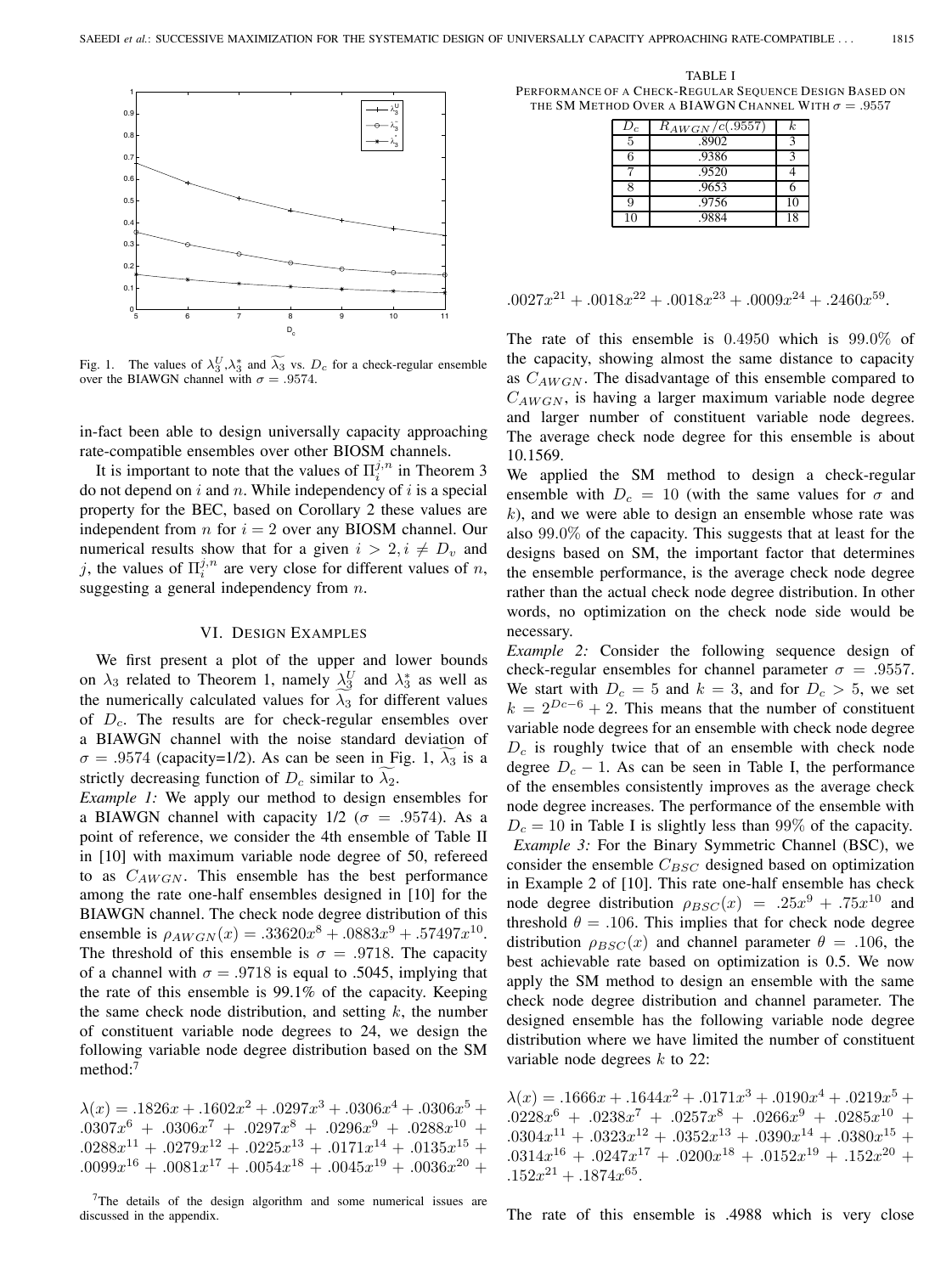Fig. 1. The values of $\lambda_3^U$, $\lambda_3^*$ and $\widetilde{\lambda_3}$ vs. $D_c$ for a check-regular ensemble over the BIAWGN channel with $\sigma = .9574$.

in-fact been able to design universally capacity approaching rate-compatible ensembles over other BIOSM channels.

It is important to note that the values of $\Pi_i^{j,n}$ in Theorem 3 do not depend on $i$ and $n$. While independency of $i$ is a special property for the BEC, based on Corollary 2 these values are independent from $n$ for $i = 2$ over any BIOSM channel. Our numerical results show that for a given $i > 2, i \neq D_v$ and $j$, the values of $\Pi_i^{j,n}$ are very close for different values of $n$, suggesting a general independency from $n$.

## VI. Design Examples

We first present a plot of the upper and lower bounds on $\lambda_3$ related to Theorem 1, namely $\widetilde{\lambda_3^U}$ and $\lambda_3^*$ as well as the numerically calculated values for $\widetilde{\lambda_3}$ for different values of $D_c$. The results are for check-regular ensembles over a BIAWGN channel with the noise standard deviation of $\sigma = .9574$ (capacity=1/2). As can be seen in Fig. 1, $\widetilde{\lambda_3}$ is a strictly decreasing function of $D_c$ similar to $\widetilde{\lambda_2}$.

*Example 1:* We apply our method to design ensembles for a BIAWGN channel with capacity 1/2 ($\sigma = .9574$). As a point of reference, we consider the 4th ensemble of Table II in [10] with maximum variable node degree of 50, refereed to as $C_{AWGN}$. This ensemble has the best performance among the rate one-half ensembles designed in [10] for the BIAWGN channel. The check node degree distribution of this ensemble is $\rho_{AWGN}(x) = .33620x^8 + .0883x^9 + .57497x^{10}$. The threshold of this ensemble is $\sigma = .9718$. The capacity of a channel with $\sigma = .9718$ is equal to .5045, implying that the rate of this ensemble is 99.1% of the capacity. Keeping the same check node distribution, and setting $k$, the number of constituent variable node degrees to 24, we design the following variable node degree distribution based on the SM method:[7]

$$\lambda(x) = .1826x + .1602x^2 + .0297x^3 + .0306x^4 + .0306x^5 + .0307x^6 + .0306x^7 + .0297x^8 + .0296x^9 + .0288x^{10} + .0288x^{11} + .0279x^{12} + .0225x^{13} + .0171x^{14} + .0135x^{15} + .0099x^{16} + .0081x^{17} + .0054x^{18} + .0045x^{19} + .0036x^{20} + .0027x^{21} + .0018x^{22} + .0018x^{23} + .0009x^{24} + .2460x^{59}.$$

[7]The details of the design algorithm and some numerical issues are discussed in the appendix.

The rate of this ensemble is 0.4950 which is 99.0% of the capacity, showing almost the same distance to capacity as $C_{AWGN}$. The disadvantage of this ensemble compared to $C_{AWGN}$, is having a larger maximum variable node degree and larger number of constituent variable node degrees. The average check node degree for this ensemble is about 10.1569.

We applied the SM method to design a check-regular ensemble with $D_c = 10$ (with the same values for $\sigma$ and $k$), and we were able to design an ensemble whose rate was also 99.0% of the capacity. This suggests that at least for the designs based on SM, the important factor that determines the ensemble performance, is the average check node degree rather than the actual check node degree distribution. In other words, no optimization on the check node side would be necessary.

TABLE I
Performance of a Check-Regular Sequence Design Based on the SM Method Over a BIAWGN Channel With $\sigma = .9557$

| $D_c$ | $R_{AWGN}/c(.9557)$ | $k$ |
|---|---|---|
| 5 | .8902 | 3 |
| 6 | .9386 | 3 |
| 7 | .9520 | 4 |
| 8 | .9653 | 6 |
| 9 | .9756 | 10 |
| 10 | .9884 | 18 |

*Example 2:* Consider the following sequence design of check-regular ensembles for channel parameter $\sigma = .9557$. We start with $D_c = 5$ and $k = 3$, and for $D_c > 5$, we set $k = 2^{Dc-6} + 2$. This means that the number of constituent variable node degrees for an ensemble with check node degree $D_c$ is roughly twice that of an ensemble with check node degree $D_c - 1$. As can be seen in Table I, the performance of the ensembles consistently improves as the average check node degree increases. The performance of the ensemble with $D_c = 10$ in Table I is slightly less than 99% of the capacity.

*Example 3:* For the Binary Symmetric Channel (BSC), we consider the ensemble $C_{BSC}$ designed based on optimization in Example 2 of [10]. This rate one-half ensemble has check node degree distribution $\rho_{BSC}(x) = .25x^9 + .75x^{10}$ and threshold $\theta = .106$. This implies that for check node degree distribution $\rho_{BSC}(x)$ and channel parameter $\theta = .106$, the best achievable rate based on optimization is 0.5. We now apply the SM method to design an ensemble with the same check node degree distribution and channel parameter. The designed ensemble has the following variable node degree distribution where we have limited the number of constituent variable node degrees $k$ to 22:

$$\lambda(x) = .1666x + .1644x^2 + .0171x^3 + .0190x^4 + .0219x^5 + .0228x^6 + .0238x^7 + .0257x^8 + .0266x^9 + .0285x^{10} + .0304x^{11} + .0323x^{12} + .0352x^{13} + .0390x^{14} + .0380x^{15} + .0314x^{16} + .0247x^{17} + .0200x^{18} + .0152x^{19} + .152x^{20} + .152x^{21} + .1874x^{65}.$$

The rate of this ensemble is .4988 which is very close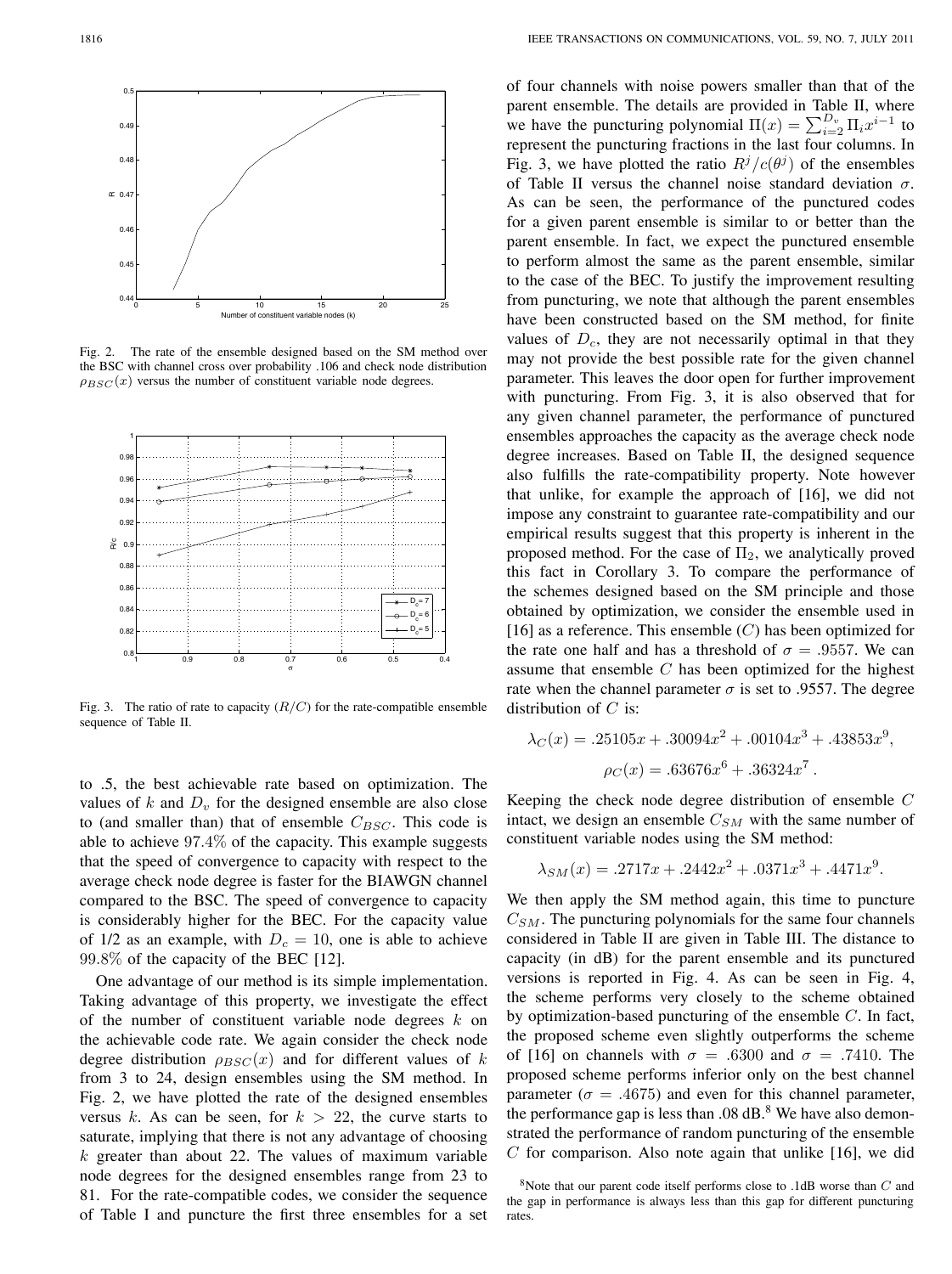Fig. 2. The rate of the ensemble designed based on the SM method over the BSC with channel cross over probability .106 and check node distribution $\rho_{BSC}(x)$ versus the number of constituent variable node degrees.

Fig. 3. The ratio of rate to capacity ($R/C$) for the rate-compatible ensemble sequence of Table II.

to .5, the best achievable rate based on optimization. The values of $k$ and $D_v$ for the designed ensemble are also close to (and smaller than) that of ensemble $C_{BSC}$. This code is able to achieve 97.4% of the capacity. This example suggests that the speed of convergence to capacity with respect to the average check node degree is faster for the BIAWGN channel compared to the BSC. The speed of convergence to capacity is considerably higher for the BEC. For the capacity value of 1/2 as an example, with $D_c = 10$, one is able to achieve 99.8% of the capacity of the BEC [12].

One advantage of our method is its simple implementation. Taking advantage of this property, we investigate the effect of the number of constituent variable node degrees $k$ on the achievable code rate. We again consider the check node degree distribution $\rho_{BSC}(x)$ and for different values of $k$ from 3 to 24, design ensembles using the SM method. In Fig. 2, we have plotted the rate of the designed ensembles versus $k$. As can be seen, for $k > 22$, the curve starts to saturate, implying that there is not any advantage of choosing $k$ greater than about 22. The values of maximum variable node degrees for the designed ensembles range from 23 to 81. For the rate-compatible codes, we consider the sequence of Table I and puncture the first three ensembles for a set of four channels with noise powers smaller than that of the parent ensemble. The details are provided in Table II, where we have the puncturing polynomial $\Pi(x) = \sum_{i=2}^{D_v} \Pi_i x^{i-1}$ to represent the puncturing fractions in the last four columns. In Fig. 3, we have plotted the ratio $R^j/c(\theta^j)$ of the ensembles of Table II versus the channel noise standard deviation $\sigma$. As can be seen, the performance of the punctured codes for a given parent ensemble is similar to or better than the parent ensemble. In fact, we expect the punctured ensemble to perform almost the same as the parent ensemble, similar to the case of the BEC. To justify the improvement resulting from puncturing, we note that although the parent ensembles have been constructed based on the SM method, for finite values of $D_c$, they are not necessarily optimal in that they may not provide the best possible rate for the given channel parameter. This leaves the door open for further improvement with puncturing. From Fig. 3, it is also observed that for any given channel parameter, the performance of punctured ensembles approaches the capacity as the average check node degree increases. Based on Table II, the designed sequence also fulfills the rate-compatibility property. Note however that unlike, for example the approach of [16], we did not impose any constraint to guarantee rate-compatibility and our empirical results suggest that this property is inherent in the proposed method. For the case of $\Pi_2$, we analytically proved this fact in Corollary 3. To compare the performance of the schemes designed based on the SM principle and those obtained by optimization, we consider the ensemble used in [16] as a reference. This ensemble ($C$) has been optimized for the rate one half and has a threshold of $\sigma = .9557$. We can assume that ensemble $C$ has been optimized for the highest rate when the channel parameter $\sigma$ is set to .9557. The degree distribution of $C$ is:

$$\lambda_C(x) = .25105x + .30094x^2 + .00104x^3 + .43853x^9,$$
$$\rho_C(x) = .63676x^6 + .36324x^7 .$$

Keeping the check node degree distribution of ensemble $C$ intact, we design an ensemble $C_{SM}$ with the same number of constituent variable nodes using the SM method:

$$\lambda_{SM}(x) = .2717x + .2442x^2 + .0371x^3 + .4471x^9.$$

We then apply the SM method again, this time to puncture $C_{SM}$. The puncturing polynomials for the same four channels considered in Table II are given in Table III. The distance to capacity (in dB) for the parent ensemble and its punctured versions is reported in Fig. 4. As can be seen in Fig. 4, the scheme performs very closely to the scheme obtained by optimization-based puncturing of the ensemble $C$. In fact, the proposed scheme even slightly outperforms the scheme of [16] on channels with $\sigma = .6300$ and $\sigma = .7410$. The proposed scheme performs inferior only on the best channel parameter ($\sigma = .4675$) and even for this channel parameter, the performance gap is less than .08 dB.[8] We have also demonstrated the performance of random puncturing of the ensemble $C$ for comparison. Also note again that unlike [16], we did

[8]Note that our parent code itself performs close to .1dB worse than $C$ and the gap in performance is always less than this gap for different puncturing rates.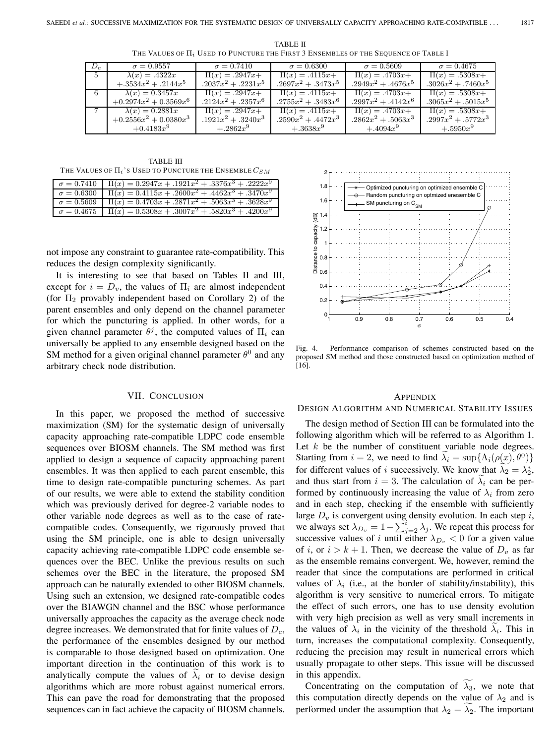TABLE II

THE VALUES OF $\Pi_i$ USED TO PUNCTURE THE FIRST 3 ENSEMBLES OF THE SEQUENCE OF TABLE I

| $D_c$ | $\sigma = 0.9557$ | $\sigma = 0.7410$ | $\sigma = 0.6300$ | $\sigma = 0.5609$ | $\sigma = 0.4675$ |
|---|---|---|---|---|---|
| 5 | $\lambda(x) = .4322x$ $+.3534x^2 + .2144x^5$ | $\Pi(x) = .2947x+$ $.2037x^2 + .2231x^5$ | $\Pi(x) = .4115x+$ $.2697x^2 + .3473x^5$ | $\Pi(x) = .4703x+$ $.2949x^2 + .4676x^5$ | $\Pi(x) = .5308x+$ $.3026x^2 + .7460x^5$ |
| 6 | $\lambda(x) = 0.3457x$ $+0.2974x^2 + 0.3569x^6$ | $\Pi(x) = .2947x+$ $.2124x^2 + .2357x^6$ | $\Pi(x) = .4115x+$ $.2755x^2 + .3483x^6$ | $\Pi(x) = .4703x+$ $.2997x^2 + .4142x^6$ | $\Pi(x) = .5308x+$ $.3065x^2 + .5015x^5$ |
| 7 | $\lambda(x) = 0.2881x$ $+0.2556x^2 + 0.0380x^3$ $+0.4183x^9$ | $\Pi(x) = .2947x+$ $.1921x^2 + .3240x^3$ $+.2862x^9$ | $\Pi(x) = .4115x+$ $.2590x^2 + .4472x^3$ $+.3638x^9$ | $\Pi(x) = .4703x+$ $.2862x^2 + .5063x^3$ $+.4094x^9$ | $\Pi(x) = .5308x+$ $.2997x^2 + .5772x^3$ $+.5950x^9$ |

TABLE III

THE VALUES OF $\Pi_i$'S USED TO PUNCTURE THE ENSEMBLE $C_{SM}$

| | |
|---|---|
| $\sigma = 0.7410$ | $\Pi(x) = 0.2947x + .1921x^2 + .3376x^3 + .2222x^9$ |
| $\sigma = 0.6300$ | $\Pi(x) = 0.4115x + .2600x^2 + .4462x^3 + .3470x^9$ |
| $\sigma = 0.5609$ | $\Pi(x) = 0.4703x + .2871x^2 + .5063x^3 + .3628x^9$ |
| $\sigma = 0.4675$ | $\Pi(x) = 0.5308x + .3007x^2 + .5820x^3 + .4200x^9$ |

not impose any constraint to guarantee rate-compatibility. This reduces the design complexity significantly.

It is interesting to see that based on Tables II and III, except for $i = D_v$, the values of $\Pi_i$ are almost independent (for $\Pi_2$ provably independent based on Corollary 2) of the parent ensembles and only depend on the channel parameter for which the puncturing is applied. In other words, for a given channel parameter $\theta^j$, the computed values of $\Pi_i$ can universally be applied to any ensemble designed based on the SM method for a given original channel parameter $\theta^0$ and any arbitrary check node distribution.

Fig. 4. Performance comparison of schemes constructed based on the proposed SM method and those constructed based on optimization method of [16].

## VII. CONCLUSION

In this paper, we proposed the method of successive maximization (SM) for the systematic design of universally capacity approaching rate-compatible LDPC code ensemble sequences over BIOSM channels. The SM method was first applied to design a sequence of capacity approaching parent ensembles. It was then applied to each parent ensemble, this time to design rate-compatible puncturing schemes. As part of our results, we were able to extend the stability condition which was previously derived for degree-2 variable nodes to other variable node degrees as well as to the case of rate-compatible codes. Consequently, we rigorously proved that using the SM principle, one is able to design universally capacity achieving rate-compatible LDPC code ensemble sequences over the BEC. Unlike the previous results on such schemes over the BEC in the literature, the proposed SM approach can be naturally extended to other BIOSM channels. Using such an extension, we designed rate-compatible codes over the BIAWGN channel and the BSC whose performance universally approaches the capacity as the average check node degree increases. We demonstrated that for finite values of $D_c$, the performance of the ensembles designed by our method is comparable to those designed based on optimization. One important direction in the continuation of this work is to analytically compute the values of $\widetilde{\lambda}_i$ or to devise design algorithms which are more robust against numerical errors. This can pave the road for demonstrating that the proposed sequences can in fact achieve the capacity of BIOSM channels.

## APPENDIX
## DESIGN ALGORITHM AND NUMERICAL STABILITY ISSUES

The design method of Section III can be formulated into the following algorithm which will be referred to as Algorithm 1. Let $k$ be the number of constituent variable node degrees. Starting from $i = 2$, we need to find $\widetilde{\lambda}_i = \sup\{\Lambda_i(\rho(\underline{x}), \theta^0)\}$ for different values of $i$ successively. We know that $\widetilde{\lambda}_2 = \lambda_2^*$, and thus start from $i = 3$. The calculation of $\widetilde{\lambda}_i$ can be performed by continuously increasing the value of $\lambda_i$ from zero and in each step, checking if the ensemble with sufficiently large $D_v$ is convergent using density evolution. In each step $i$, we always set $\lambda_{D_v} = 1 - \sum_{j=2}^{i} \lambda_j$. We repeat this process for successive values of $i$ until either $\lambda_{D_v} < 0$ for a given value of $i$, or $i > k+1$. Then, we decrease the value of $D_v$ as far as the ensemble remains convergent. We, however, remind the reader that since the computations are performed in critical values of $\lambda_i$ (i.e., at the border of stability/instability), this algorithm is very sensitive to numerical errors. To mitigate the effect of such errors, one has to use density evolution with very high precision as well as very small increments in the values of $\lambda_i$ in the vicinity of the threshold $\widetilde{\lambda}_i$. This in turn, increases the computational complexity. Consequently, reducing the precision may result in numerical errors which usually propagate to other steps. This issue will be discussed in this appendix.

Concentrating on the computation of $\widetilde{\lambda_3}$, we note that this computation directly depends on the value of $\lambda_2$ and is performed under the assumption that $\lambda_2 = \widetilde{\lambda_2}$. The important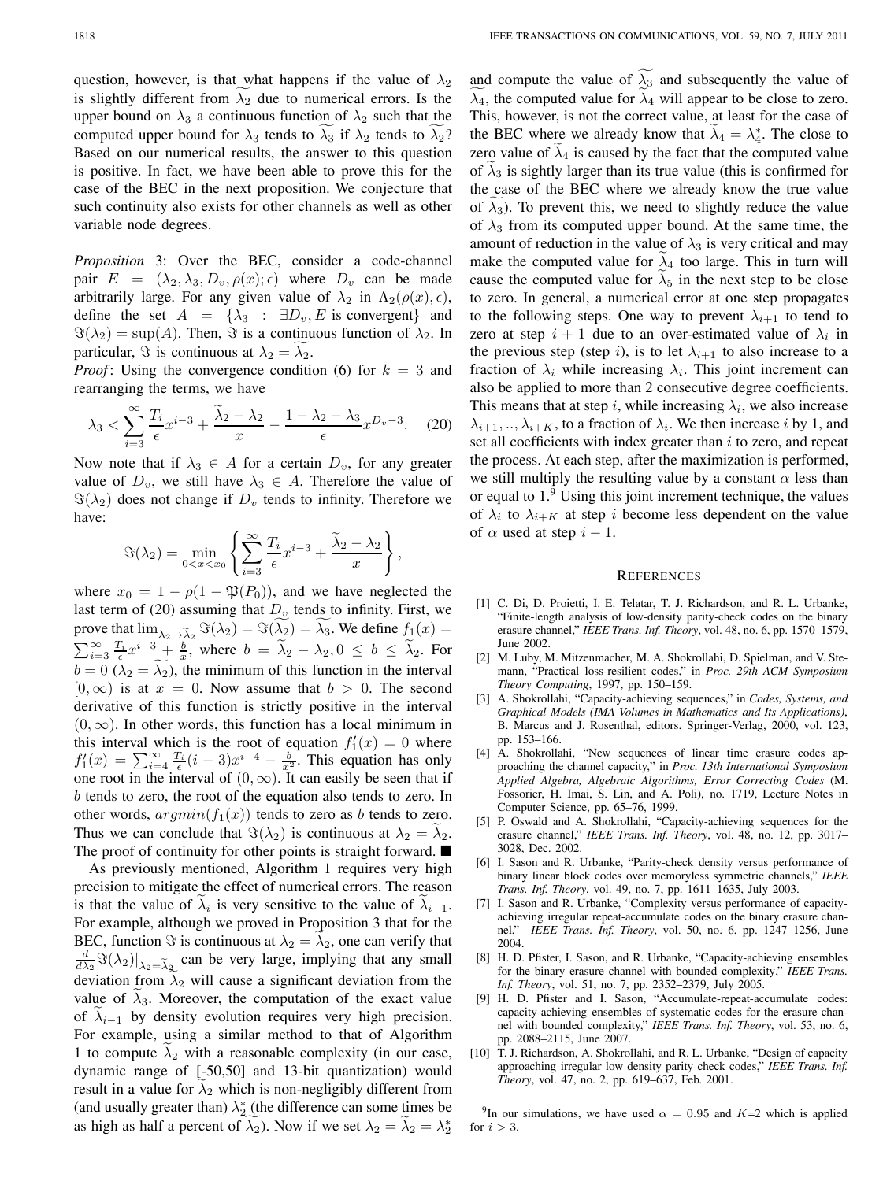question, however, is that what happens if the value of $\lambda_2$ is slightly different from $\widetilde{\lambda_2}$ due to numerical errors. Is the upper bound on $\lambda_3$ a continuous function of $\lambda_2$ such that the computed upper bound for $\lambda_3$ tends to $\widetilde{\lambda_3}$ if $\lambda_2$ tends to $\widetilde{\lambda_2}$? Based on our numerical results, the answer to this question is positive. In fact, we have been able to prove this for the case of the BEC in the next proposition. We conjecture that such continuity also exists for other channels as well as other variable node degrees.

*Proposition* 3: Over the BEC, consider a code-channel pair $E = (\lambda_2, \lambda_3, D_v, \rho(x); \epsilon)$ where $D_v$ can be made arbitrarily large. For any given value of $\lambda_2$ in $\Lambda_2(\rho(x), \epsilon)$, define the set $A = \{\lambda_3 : \exists D_v, E \text{ is convergent}\}$ and $\Im(\lambda_2) = \sup(A)$. Then, $\Im$ is a continuous function of $\lambda_2$. In particular, $\Im$ is continuous at $\lambda_2 = \widetilde{\lambda_2}$.

*Proof*: Using the convergence condition (6) for $k = 3$ and rearranging the terms, we have

$$\lambda_3 < \sum_{i=3}^{\infty} \frac{T_i}{\epsilon} x^{i-3} + \frac{\widetilde{\lambda_2} - \lambda_2}{x} - \frac{1 - \lambda_2 - \lambda_3}{\epsilon} x^{D_v - 3}. \quad (20)$$

Now note that if $\lambda_3 \in A$ for a certain $D_v$, for any greater value of $D_v$, we still have $\lambda_3 \in A$. Therefore the value of $\Im(\lambda_2)$ does not change if $D_v$ tends to infinity. Therefore we have:

$$\Im(\lambda_2) = \min_{0<x<x_0} \left\{ \sum_{i=3}^{\infty} \frac{T_i}{\epsilon} x^{i-3} + \frac{\widetilde{\lambda_2} - \lambda_2}{x} \right\},$$

where $x_0 = 1 - \rho(1 - \mathfrak{P}(P_0))$, and we have neglected the last term of (20) assuming that $D_v$ tends to infinity. First, we prove that $\lim_{\lambda_2 \to \widetilde{\lambda_2}} \Im(\lambda_2) = \Im(\widetilde{\lambda_2}) = \widetilde{\lambda_3}$. We define $f_1(x) = \sum_{i=3}^{\infty} \frac{T_i}{\epsilon} x^{i-3} + \frac{b}{x}$, where $b = \widetilde{\lambda_2} - \lambda_2, 0 \le b \le \widetilde{\lambda_2}$. For $b = 0$ ($\lambda_2 = \widetilde{\lambda_2}$), the minimum of this function in the interval $[0, \infty)$ is at $x = 0$. Now assume that $b > 0$. The second derivative of this function is strictly positive in the interval $(0, \infty)$. In other words, this function has a local minimum in this interval which is the root of equation $f_1'(x) = 0$ where $f_1'(x) = \sum_{i=4}^{\infty} \frac{T_i}{\epsilon}(i-3)x^{i-4} - \frac{b}{x^2}$. This equation has only one root in the interval of $(0, \infty)$. It can easily be seen that if $b$ tends to zero, the root of the equation also tends to zero. In other words, $argmin(f_1(x))$ tends to zero as $b$ tends to zero. Thus we can conclude that $\Im(\lambda_2)$ is continuous at $\lambda_2 = \widetilde{\lambda_2}$. The proof of continuity for other points is straight forward. ■

As previously mentioned, Algorithm 1 requires very high precision to mitigate the effect of numerical errors. The reason is that the value of $\widetilde{\lambda_i}$ is very sensitive to the value of $\widetilde{\lambda}_{i-1}$. For example, although we proved in Proposition 3 that for the BEC, function $\Im$ is continuous at $\lambda_2 = \widetilde{\lambda_2}$, one can verify that $\frac{d}{d\lambda_2}\Im(\lambda_2)\big|_{\lambda_2 = \widetilde{\lambda_2}}$ can be very large, implying that any small deviation from $\widetilde{\lambda_2}$ will cause a significant deviation from the value of $\widetilde{\lambda_3}$. Moreover, the computation of the exact value of $\widetilde{\lambda}_{i-1}$ by density evolution requires very high precision. For example, using a similar method to that of Algorithm 1 to compute $\widetilde{\lambda_2}$ with a reasonable complexity (in our case, dynamic range of [-50,50] and 13-bit quantization) would result in a value for $\widetilde{\lambda_2}$ which is non-negligibly different from (and usually greater than) $\lambda_2^*$ (the difference can some times be as high as half a percent of $\widetilde{\lambda_2}$). Now if we set $\lambda_2 = \widetilde{\lambda_2} = \lambda_2^*$ and compute the value of $\widetilde{\lambda_3}$ and subsequently the value of $\widetilde{\lambda_4}$, the computed value for $\widetilde{\lambda_4}$ will appear to be close to zero. This, however, is not the correct value, at least for the case of the BEC where we already know that $\widetilde{\lambda_4} = \lambda_4^*$. The close to zero value of $\widetilde{\lambda_4}$ is caused by the fact that the computed value of $\widetilde{\lambda_3}$ is sightly larger than its true value (this is confirmed for the case of the BEC where we already know the true value of $\widetilde{\lambda_3}$). To prevent this, we need to slightly reduce the value of $\lambda_3$ from its computed upper bound. At the same time, the amount of reduction in the value of $\lambda_3$ is very critical and may make the computed value for $\widetilde{\lambda_4}$ too large. This in turn will cause the computed value for $\widetilde{\lambda_5}$ in the next step to be close to zero. In general, a numerical error at one step propagates to the following steps. One way to prevent $\lambda_{i+1}$ to tend to zero at step $i+1$ due to an over-estimated value of $\lambda_i$ in the previous step (step $i$), is to let $\lambda_{i+1}$ to also increase to a fraction of $\lambda_i$ while increasing $\lambda_i$. This joint increment can also be applied to more than 2 consecutive degree coefficients. This means that at step $i$, while increasing $\lambda_i$, we also increase $\lambda_{i+1}, .., \lambda_{i+K}$, to a fraction of $\lambda_i$. We then increase $i$ by 1, and set all coefficients with index greater than $i$ to zero, and repeat the process. At each step, after the maximization is performed, we still multiply the resulting value by a constant $\alpha$ less than or equal to 1.[9] Using this joint increment technique, the values of $\lambda_i$ to $\lambda_{i+K}$ at step $i$ become less dependent on the value of $\alpha$ used at step $i-1$.

## REFERENCES

[1] C. Di, D. Proietti, I. E. Telatar, T. J. Richardson, and R. L. Urbanke, "Finite-length analysis of low-density parity-check codes on the binary erasure channel," *IEEE Trans. Inf. Theory*, vol. 48, no. 6, pp. 1570–1579, June 2002.

[2] M. Luby, M. Mitzenmacher, M. A. Shokrollahi, D. Spielman, and V. Stemann, "Practical loss-resilient codes," in *Proc. 29th ACM Symposium Theory Computing*, 1997, pp. 150–159.

[3] A. Shokrollahi, "Capacity-achieving sequences," in *Codes, Systems, and Graphical Models (IMA Volumes in Mathematics and Its Applications)*, B. Marcus and J. Rosenthal, editors. Springer-Verlag, 2000, vol. 123, pp. 153–166.

[4] A. Shokrollahi, "New sequences of linear time erasure codes approaching the channel capacity," in *Proc. 13th International Symposium Applied Algebra, Algebraic Algorithms, Error Correcting Codes* (M. Fossorier, H. Imai, S. Lin, and A. Poli), no. 1719, Lecture Notes in Computer Science, pp. 65–76, 1999.

[5] P. Oswald and A. Shokrollahi, "Capacity-achieving sequences for the erasure channel," *IEEE Trans. Inf. Theory*, vol. 48, no. 12, pp. 3017–3028, Dec. 2002.

[6] I. Sason and R. Urbanke, "Parity-check density versus performance of binary linear block codes over memoryless symmetric channels," *IEEE Trans. Inf. Theory*, vol. 49, no. 7, pp. 1611–1635, July 2003.

[7] I. Sason and R. Urbanke, "Complexity versus performance of capacity-achieving irregular repeat-accumulate codes on the binary erasure channel," *IEEE Trans. Inf. Theory*, vol. 50, no. 6, pp. 1247–1256, June 2004.

[8] H. D. Pfister, I. Sason, and R. Urbanke, "Capacity-achieving ensembles for the binary erasure channel with bounded complexity," *IEEE Trans. Inf. Theory*, vol. 51, no. 7, pp. 2352–2379, July 2005.

[9] H. D. Pfister and I. Sason, "Accumulate-repeat-accumulate codes: capacity-achieving ensembles of systematic codes for the erasure channel with bounded complexity," *IEEE Trans. Inf. Theory*, vol. 53, no. 6, pp. 2088–2115, June 2007.

[10] T. J. Richardson, A. Shokrollahi, and R. L. Urbanke, "Design of capacity approaching irregular low density parity check codes," *IEEE Trans. Inf. Theory*, vol. 47, no. 2, pp. 619–637, Feb. 2001.

[9] In our simulations, we have used $\alpha = 0.95$ and $K$=2 which is applied for $i > 3$.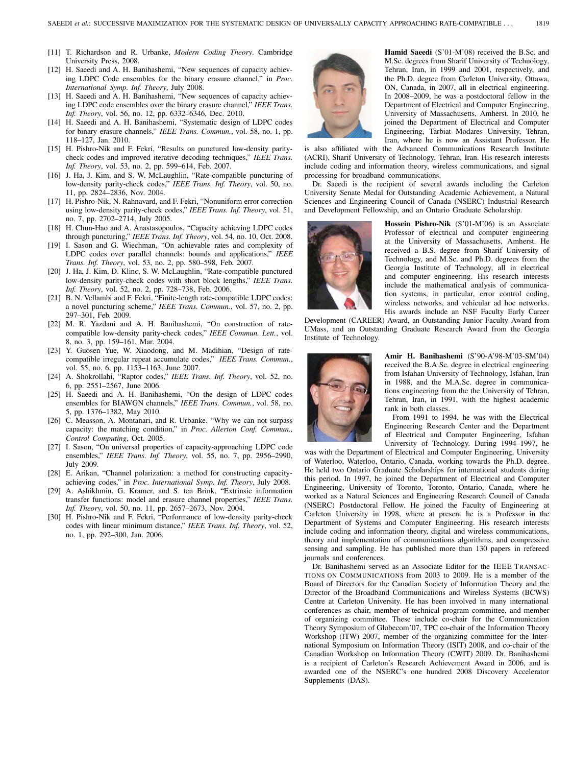[11] T. Richardson and R. Urbanke, *Modern Coding Theory*. Cambridge University Press, 2008.

[12] H. Saeedi and A. H. Banihashemi, "New sequences of capacity achieving LDPC Code ensembles for the binary erasure channel," in *Proc. International Symp. Inf. Theory*, July 2008.

[13] H. Saeedi and A. H. Banihashemi, "New sequences of capacity achieving LDPC code ensembles over the binary erasure channel," *IEEE Trans. Inf. Theory*, vol. 56, no. 12, pp. 6332–6346, Dec. 2010.

[14] H. Saeedi and A. H. Banihashemi, "Systematic design of LDPC codes for binary erasure channels," *IEEE Trans. Commun.*, vol. 58, no. 1, pp. 118–127, Jan. 2010.

[15] H. Pishro-Nik and F. Fekri, "Results on punctured low-density parity-check codes and improved iterative decoding techniques," *IEEE Trans. Inf. Theory*, vol. 53, no. 2, pp. 599–614, Feb. 2007.

[16] J. Ha, J. Kim, and S. W. McLaughlin, "Rate-compatible puncturing of low-density parity-check codes," *IEEE Trans. Inf. Theory*, vol. 50, no. 11, pp. 2824–2836, Nov. 2004.

[17] H. Pishro-Nik, N. Rahnavard, and F. Fekri, "Nonuniform error correction using low-density parity-check codes," *IEEE Trans. Inf. Theory*, vol. 51, no. 7, pp. 2702–2714, July 2005.

[18] H. Chun-Hao and A. Anastasopoulos, "Capacity achieving LDPC codes through puncturing," *IEEE Trans. Inf. Theory*, vol. 54, no. 10, Oct. 2008.

[19] I. Sason and G. Wiechman, "On achievable rates and complexity of LDPC codes over parallel channels: bounds and applications," *IEEE Trans. Inf. Theory*, vol. 53, no. 2, pp. 580–598, Feb. 2007.

[20] J. Ha, J. Kim, D. Klinc, S. W. McLaughlin, "Rate-compatible punctured low-density parity-check codes with short block lengths," *IEEE Trans. Inf. Theory*, vol. 52, no. 2, pp. 728–738, Feb. 2006.

[21] B. N. Vellambi and F. Fekri, "Finite-length rate-compatible LDPC codes: a novel puncturing scheme," *IEEE Trans. Commun.*, vol. 57, no. 2, pp. 297–301, Feb. 2009.

[22] M. R. Yazdani and A. H. Banihashemi, "On construction of rate-compatible low-density parity-check codes," *IEEE Commun. Lett.*, vol. 8, no. 3, pp. 159–161, Mar. 2004.

[23] Y. Guosen Yue, W. Xiaodong, and M. Madihian, "Design of rate-compatible irregular repeat accumulate codes," *IEEE Trans. Commun.*, vol. 55, no. 6, pp. 1153–1163, June 2007.

[24] A. Shokrollahi, "Raptor codes," *IEEE Trans. Inf. Theory*, vol. 52, no. 6, pp. 2551–2567, June 2006.

[25] H. Saeedi and A. H. Banihashemi, "On the design of LDPC codes ensembles for BIAWGN channels," *IEEE Trans. Commun.*, vol. 58, no. 5, pp. 1376–1382, May 2010.

[26] C. Measson, A. Montanari, and R. Urbanke. "Why we can not surpass capacity: the matching condition," in *Proc. Allerton Conf. Commun., Control Computing*, Oct. 2005.

[27] I. Sason, "On universal properties of capacity-approaching LDPC code ensembles," *IEEE Trans. Inf. Theory*, vol. 55, no. 7, pp. 2956–2990, July 2009.

[28] E. Arikan, "Channel polarization: a method for constructing capacity-achieving codes," in *Proc. International Symp. Inf. Theory*, July 2008.

[29] A. Ashikhmin, G. Kramer, and S. ten Brink, "Extrinsic information transfer functions: model and erasure channel properties," *IEEE Trans. Inf. Theory*, vol. 50, no. 11, pp. 2657–2673, Nov. 2004.

[30] H. Pishro-Nik and F. Fekri, "Performance of low-density parity-check codes with linear minimum distance," *IEEE Trans. Inf. Theory*, vol. 52, no. 1, pp. 292–300, Jan. 2006.

**Hamid Saeedi** (S'01-M'08) received the B.Sc. and M.Sc. degrees from Sharif University of Technology, Tehran, Iran, in 1999 and 2001, respectively, and the Ph.D. degree from Carleton University, Ottawa, ON, Canada, in 2007, all in electrical engineering. In 2008–2009, he was a postdoctoral fellow in the Department of Electrical and Computer Engineering, University of Massachusetts, Amherst. In 2010, he joined the Department of Electrical and Computer Engineering, Tarbiat Modares University, Tehran, Iran, where he is now an Assistant Professor. He is also affiliated with the Advanced Communications Research Institute (ACRI), Sharif University of Technology, Tehran, Iran. His research interests include coding and information theory, wireless communications, and signal processing for broadband communications.

Dr. Saeedi is the recipient of several awards including the Carleton University Senate Medal for Outstanding Academic Achievement, a Natural Sciences and Engineering Council of Canada (NSERC) Industrial Research and Development Fellowship, and an Ontario Graduate Scholarship.

**Hossein Pishro-Nik** (S'01-M'06) is an Associate Professor of electrical and computer engineering at the University of Massachusetts, Amherst. He received a B.S. degree from Sharif University of Technology, and M.Sc. and Ph.D. degrees from the Georgia Institute of Technology, all in electrical and computer engineering. His research interests include the mathematical analysis of communication systems, in particular, error control coding, wireless networks, and vehicular ad hoc networks. His awards include an NSF Faculty Early Career Development (CAREER) Award, an Outstanding Junior Faculty Award from UMass, and an Outstanding Graduate Research Award from the Georgia Institute of Technology.

**Amir H. Banihashemi** (S'90-A'98-M'03-SM'04) received the B.A.Sc. degree in electrical engineering from Isfahan University of Technology, Isfahan, Iran in 1988, and the M.A.Sc. degree in communications engineering from the the University of Tehran, Tehran, Iran, in 1991, with the highest academic rank in both classes.

From 1991 to 1994, he was with the Electrical Engineering Research Center and the Department of Electrical and Computer Engineering, Isfahan University of Technology. During 1994–1997, he was with the Department of Electrical and Computer Engineering, University of Waterloo, Waterloo, Ontario, Canada, working towards the Ph.D. degree. He held two Ontario Graduate Scholarships for international students during this period. In 1997, he joined the Department of Electrical and Computer Engineering, University of Toronto, Toronto, Ontario, Canada, where he worked as a Natural Sciences and Engineering Research Council of Canada (NSERC) Postdoctoral Fellow. He joined the Faculty of Engineering at Carleton University in 1998, where at present he is a Professor in the Department of Systems and Computer Engineering. His research interests include coding and information theory, digital and wireless communications, theory and implementation of communications algorithms, and compressive sensing and sampling. He has published more than 130 papers in refereed journals and conferences.

Dr. Banihashemi served as an Associate Editor for the IEEE TRANSACTIONS ON COMMUNICATIONS from 2003 to 2009. He is a member of the Board of Directors for the Canadian Society of Information Theory and the Director of the Broadband Communications and Wireless Systems (BCWS) Centre at Carleton University. He has been involved in many international conferences as chair, member of technical program committee, and member of organizing committee. These include co-chair for the Communication Theory Symposium of Globecom'07, TPC co-chair of the Information Theory Workshop (ITW) 2007, member of the organizing committee for the International Symposium on Information Theory (ISIT) 2008, and co-chair of the Canadian Workshop on Information Theory (CWIT) 2009. Dr. Banihashemi is a recipient of Carleton's Research Achievement Award in 2006, and is awarded one of the NSERC's one hundred 2008 Discovery Accelerator Supplements (DAS).